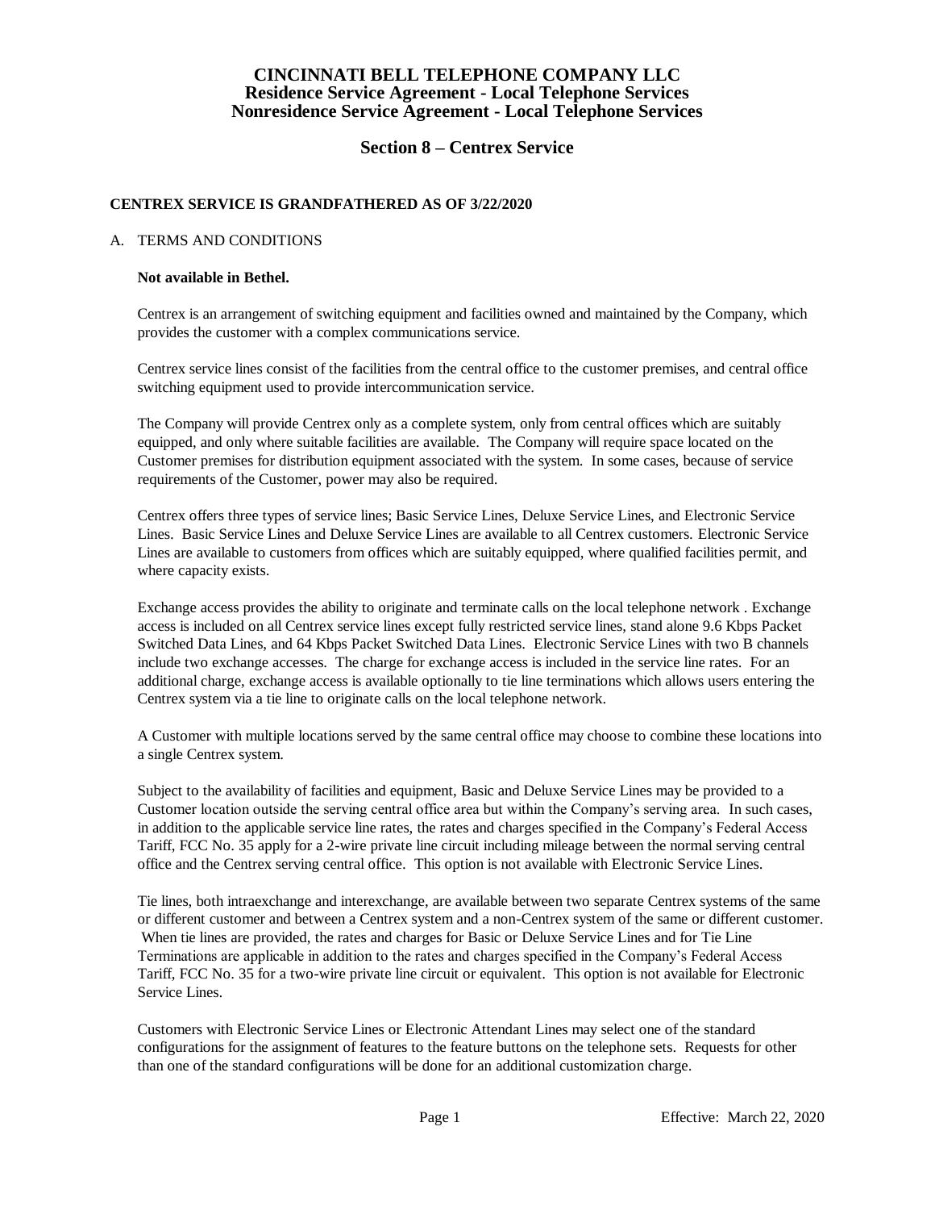# CINCINNATI BELL TELEPHONE COMPANY LLC
## Residence Service Agreement - Local Telephone Services
## Nonresidence Service Agreement - Local Telephone Services

## Section 8 – Centrex Service

**CENTREX SERVICE IS GRANDFATHERED AS OF 3/22/2020**

A. TERMS AND CONDITIONS

**Not available in Bethel.**

Centrex is an arrangement of switching equipment and facilities owned and maintained by the Company, which provides the customer with a complex communications service.

Centrex service lines consist of the facilities from the central office to the customer premises, and central office switching equipment used to provide intercommunication service.

The Company will provide Centrex only as a complete system, only from central offices which are suitably equipped, and only where suitable facilities are available. The Company will require space located on the Customer premises for distribution equipment associated with the system. In some cases, because of service requirements of the Customer, power may also be required.

Centrex offers three types of service lines; Basic Service Lines, Deluxe Service Lines, and Electronic Service Lines. Basic Service Lines and Deluxe Service Lines are available to all Centrex customers. Electronic Service Lines are available to customers from offices which are suitably equipped, where qualified facilities permit, and where capacity exists.

Exchange access provides the ability to originate and terminate calls on the local telephone network . Exchange access is included on all Centrex service lines except fully restricted service lines, stand alone 9.6 Kbps Packet Switched Data Lines, and 64 Kbps Packet Switched Data Lines. Electronic Service Lines with two B channels include two exchange accesses. The charge for exchange access is included in the service line rates. For an additional charge, exchange access is available optionally to tie line terminations which allows users entering the Centrex system via a tie line to originate calls on the local telephone network.

A Customer with multiple locations served by the same central office may choose to combine these locations into a single Centrex system.

Subject to the availability of facilities and equipment, Basic and Deluxe Service Lines may be provided to a Customer location outside the serving central office area but within the Company's serving area. In such cases, in addition to the applicable service line rates, the rates and charges specified in the Company's Federal Access Tariff, FCC No. 35 apply for a 2-wire private line circuit including mileage between the normal serving central office and the Centrex serving central office. This option is not available with Electronic Service Lines.

Tie lines, both intraexchange and interexchange, are available between two separate Centrex systems of the same or different customer and between a Centrex system and a non-Centrex system of the same or different customer. When tie lines are provided, the rates and charges for Basic or Deluxe Service Lines and for Tie Line Terminations are applicable in addition to the rates and charges specified in the Company's Federal Access Tariff, FCC No. 35 for a two-wire private line circuit or equivalent. This option is not available for Electronic Service Lines.

Customers with Electronic Service Lines or Electronic Attendant Lines may select one of the standard configurations for the assignment of features to the feature buttons on the telephone sets. Requests for other than one of the standard configurations will be done for an additional customization charge.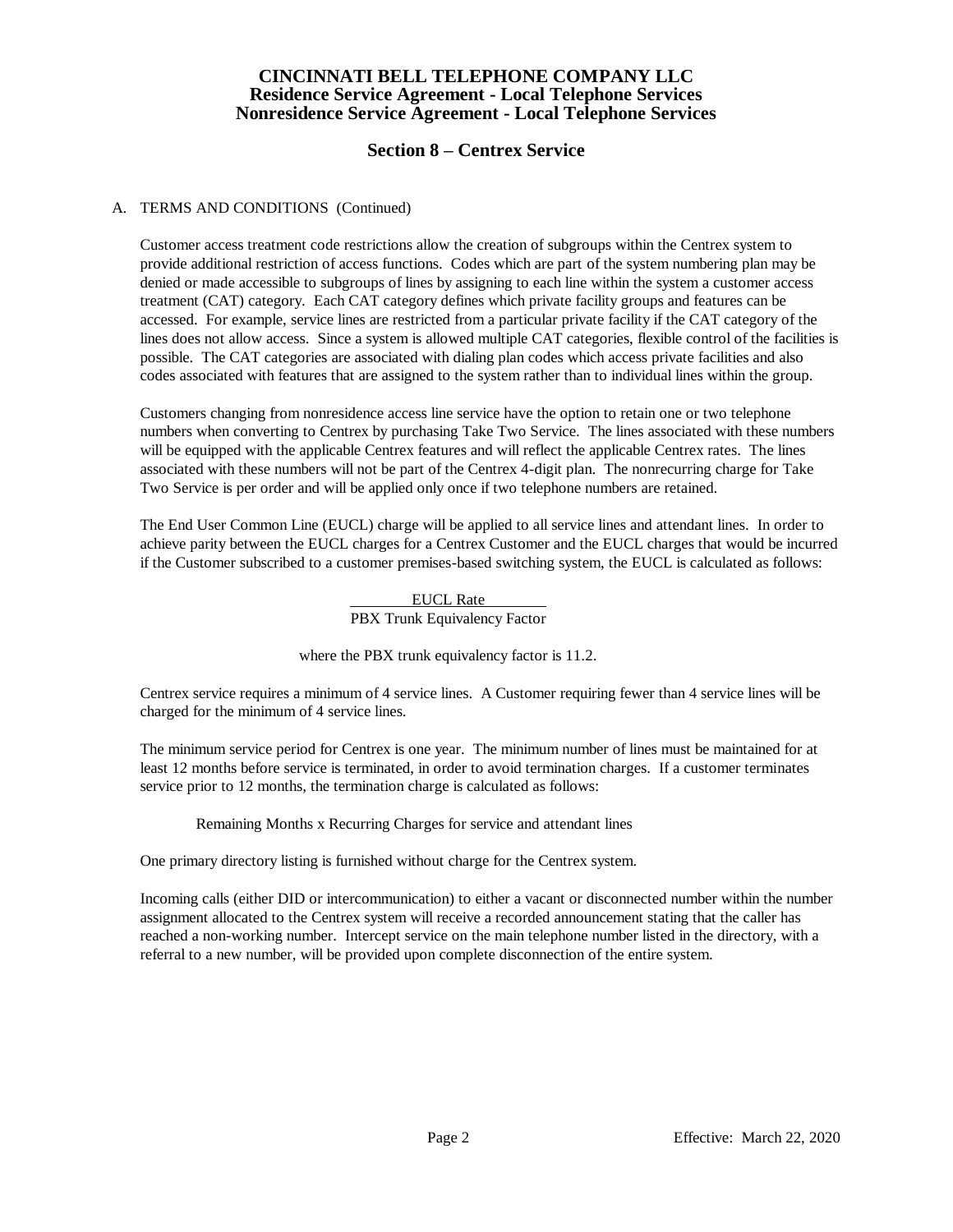# CINCINNATI BELL TELEPHONE COMPANY LLC
## Residence Service Agreement - Local Telephone Services
## Nonresidence Service Agreement - Local Telephone Services

## Section 8 – Centrex Service

A. TERMS AND CONDITIONS (Continued)

Customer access treatment code restrictions allow the creation of subgroups within the Centrex system to provide additional restriction of access functions. Codes which are part of the system numbering plan may be denied or made accessible to subgroups of lines by assigning to each line within the system a customer access treatment (CAT) category. Each CAT category defines which private facility groups and features can be accessed. For example, service lines are restricted from a particular private facility if the CAT category of the lines does not allow access. Since a system is allowed multiple CAT categories, flexible control of the facilities is possible. The CAT categories are associated with dialing plan codes which access private facilities and also codes associated with features that are assigned to the system rather than to individual lines within the group.

Customers changing from nonresidence access line service have the option to retain one or two telephone numbers when converting to Centrex by purchasing Take Two Service. The lines associated with these numbers will be equipped with the applicable Centrex features and will reflect the applicable Centrex rates. The lines associated with these numbers will not be part of the Centrex 4-digit plan. The nonrecurring charge for Take Two Service is per order and will be applied only once if two telephone numbers are retained.

The End User Common Line (EUCL) charge will be applied to all service lines and attendant lines. In order to achieve parity between the EUCL charges for a Centrex Customer and the EUCL charges that would be incurred if the Customer subscribed to a customer premises-based switching system, the EUCL is calculated as follows:

$$\frac{\text{EUCL Rate}}{\text{PBX Trunk Equivalency Factor}}$$

where the PBX trunk equivalency factor is 11.2.

Centrex service requires a minimum of 4 service lines. A Customer requiring fewer than 4 service lines will be charged for the minimum of 4 service lines.

The minimum service period for Centrex is one year. The minimum number of lines must be maintained for at least 12 months before service is terminated, in order to avoid termination charges. If a customer terminates service prior to 12 months, the termination charge is calculated as follows:

Remaining Months x Recurring Charges for service and attendant lines

One primary directory listing is furnished without charge for the Centrex system.

Incoming calls (either DID or intercommunication) to either a vacant or disconnected number within the number assignment allocated to the Centrex system will receive a recorded announcement stating that the caller has reached a non-working number. Intercept service on the main telephone number listed in the directory, with a referral to a new number, will be provided upon complete disconnection of the entire system.

Effective: March 22, 2020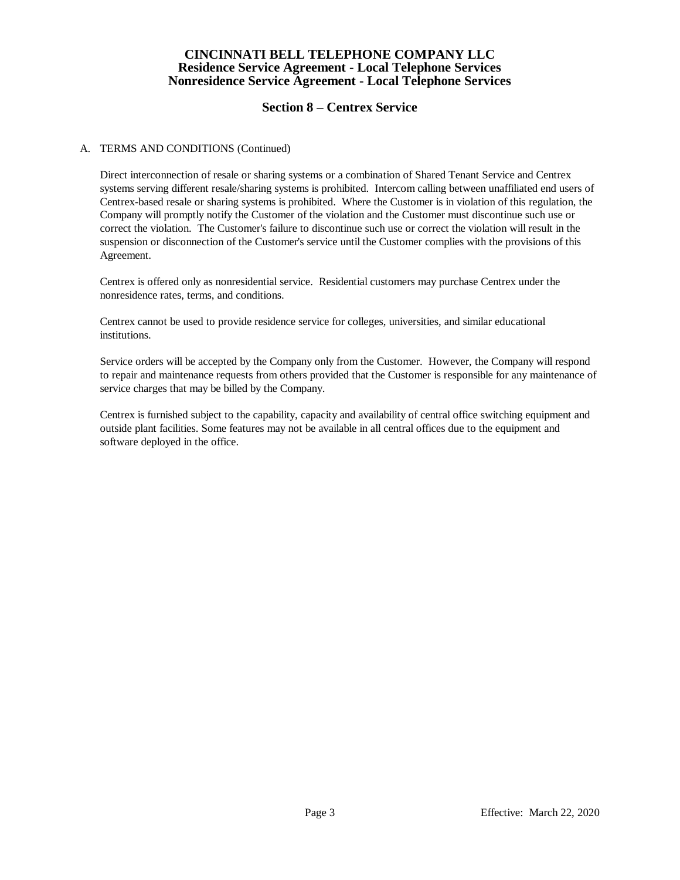# CINCINNATI BELL TELEPHONE COMPANY LLC
## Residence Service Agreement - Local Telephone Services
## Nonresidence Service Agreement - Local Telephone Services

## Section 8 – Centrex Service

A. TERMS AND CONDITIONS (Continued)

Direct interconnection of resale or sharing systems or a combination of Shared Tenant Service and Centrex systems serving different resale/sharing systems is prohibited. Intercom calling between unaffiliated end users of Centrex-based resale or sharing systems is prohibited. Where the Customer is in violation of this regulation, the Company will promptly notify the Customer of the violation and the Customer must discontinue such use or correct the violation. The Customer's failure to discontinue such use or correct the violation will result in the suspension or disconnection of the Customer's service until the Customer complies with the provisions of this Agreement.

Centrex is offered only as nonresidential service. Residential customers may purchase Centrex under the nonresidence rates, terms, and conditions.

Centrex cannot be used to provide residence service for colleges, universities, and similar educational institutions.

Service orders will be accepted by the Company only from the Customer. However, the Company will respond to repair and maintenance requests from others provided that the Customer is responsible for any maintenance of service charges that may be billed by the Company.

Centrex is furnished subject to the capability, capacity and availability of central office switching equipment and outside plant facilities. Some features may not be available in all central offices due to the equipment and software deployed in the office.

Effective: March 22, 2020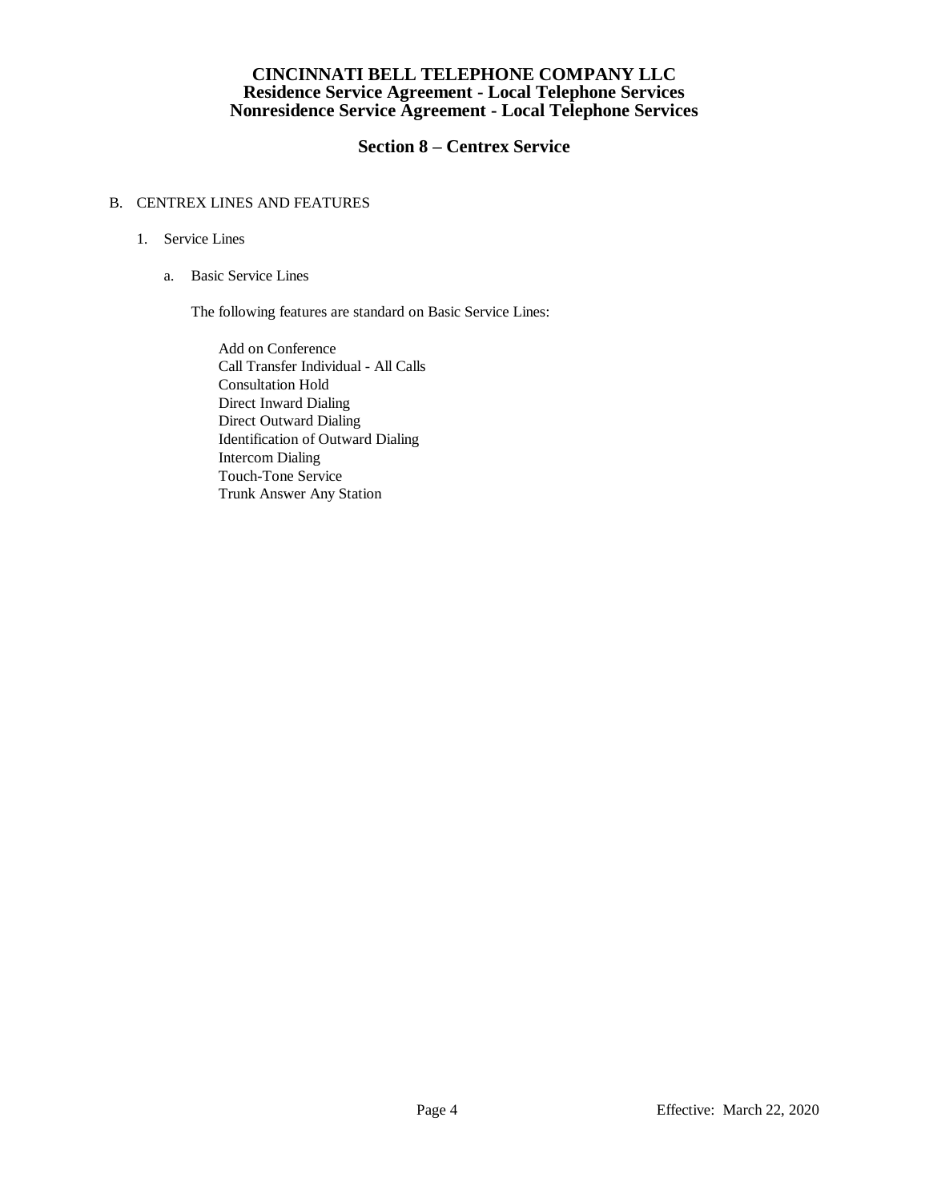# CINCINNATI BELL TELEPHONE COMPANY LLC
## Residence Service Agreement - Local Telephone Services
## Nonresidence Service Agreement - Local Telephone Services

## Section 8 – Centrex Service

B. CENTREX LINES AND FEATURES

1. Service Lines

   a. Basic Service Lines

      The following features are standard on Basic Service Lines:

      - Add on Conference
      - Call Transfer Individual - All Calls
      - Consultation Hold
      - Direct Inward Dialing
      - Direct Outward Dialing
      - Identification of Outward Dialing
      - Intercom Dialing
      - Touch-Tone Service
      - Trunk Answer Any Station

Effective: March 22, 2020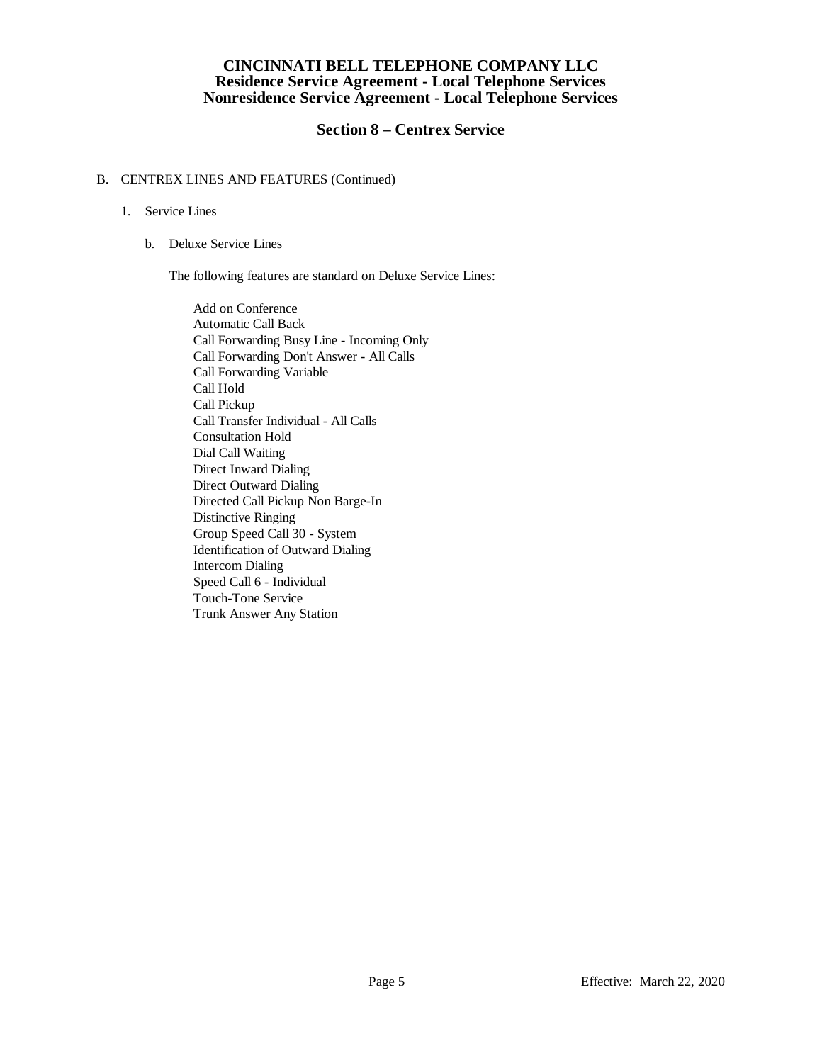# CINCINNATI BELL TELEPHONE COMPANY LLC
## Residence Service Agreement - Local Telephone Services
## Nonresidence Service Agreement - Local Telephone Services

### Section 8 – Centrex Service

B. CENTREX LINES AND FEATURES (Continued)

1. Service Lines

   b. Deluxe Service Lines

      The following features are standard on Deluxe Service Lines:

      - Add on Conference
      - Automatic Call Back
      - Call Forwarding Busy Line - Incoming Only
      - Call Forwarding Don't Answer - All Calls
      - Call Forwarding Variable
      - Call Hold
      - Call Pickup
      - Call Transfer Individual - All Calls
      - Consultation Hold
      - Dial Call Waiting
      - Direct Inward Dialing
      - Direct Outward Dialing
      - Directed Call Pickup Non Barge-In
      - Distinctive Ringing
      - Group Speed Call 30 - System
      - Identification of Outward Dialing
      - Intercom Dialing
      - Speed Call 6 - Individual
      - Touch-Tone Service
      - Trunk Answer Any Station

Effective: March 22, 2020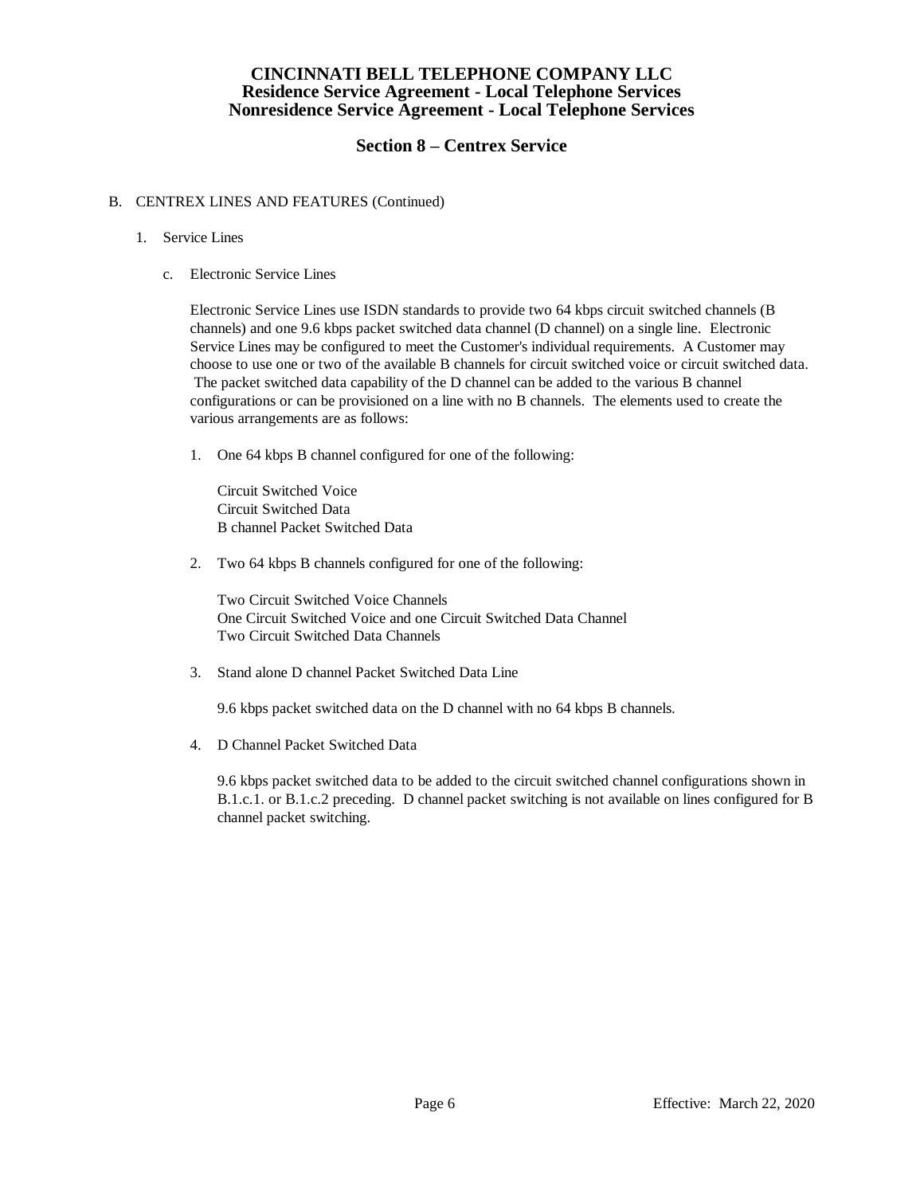# CINCINNATI BELL TELEPHONE COMPANY LLC
## Residence Service Agreement - Local Telephone Services
## Nonresidence Service Agreement - Local Telephone Services

## Section 8 – Centrex Service

B. CENTREX LINES AND FEATURES (Continued)

1. Service Lines

   c. Electronic Service Lines

      Electronic Service Lines use ISDN standards to provide two 64 kbps circuit switched channels (B channels) and one 9.6 kbps packet switched data channel (D channel) on a single line. Electronic Service Lines may be configured to meet the Customer's individual requirements. A Customer may choose to use one or two of the available B channels for circuit switched voice or circuit switched data. The packet switched data capability of the D channel can be added to the various B channel configurations or can be provisioned on a line with no B channels. The elements used to create the various arrangements are as follows:

      1. One 64 kbps B channel configured for one of the following:

         Circuit Switched Voice
         Circuit Switched Data
         B channel Packet Switched Data

      2. Two 64 kbps B channels configured for one of the following:

         Two Circuit Switched Voice Channels
         One Circuit Switched Voice and one Circuit Switched Data Channel
         Two Circuit Switched Data Channels

      3. Stand alone D channel Packet Switched Data Line

         9.6 kbps packet switched data on the D channel with no 64 kbps B channels.

      4. D Channel Packet Switched Data

         9.6 kbps packet switched data to be added to the circuit switched channel configurations shown in B.1.c.1. or B.1.c.2 preceding. D channel packet switching is not available on lines configured for B channel packet switching.

Effective: March 22, 2020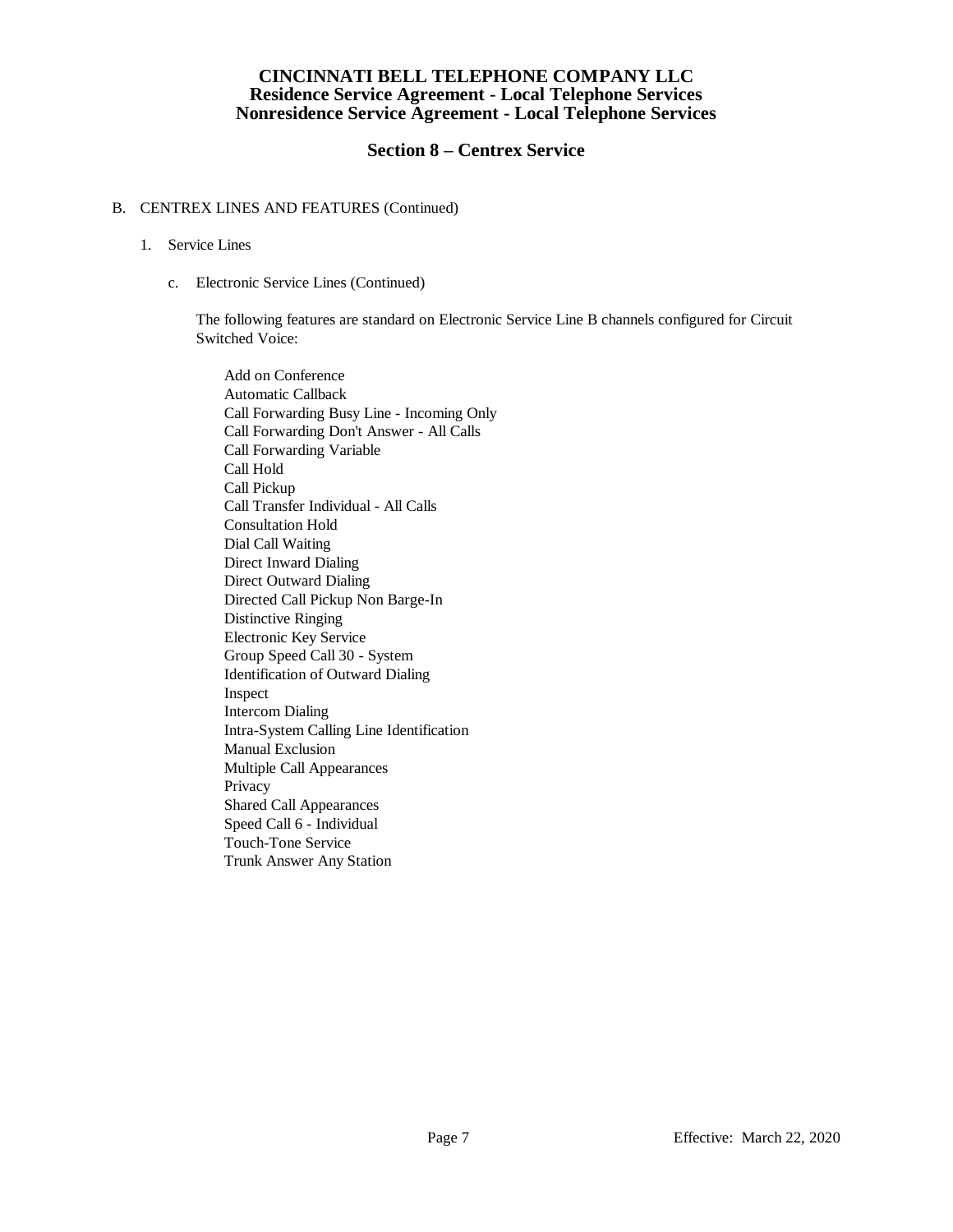B. CENTREX LINES AND FEATURES (Continued)

1. Service Lines

   c. Electronic Service Lines (Continued)

      The following features are standard on Electronic Service Line B channels configured for Circuit Switched Voice:

      Add on Conference
      Automatic Callback
      Call Forwarding Busy Line - Incoming Only
      Call Forwarding Don't Answer - All Calls
      Call Forwarding Variable
      Call Hold
      Call Pickup
      Call Transfer Individual - All Calls
      Consultation Hold
      Dial Call Waiting
      Direct Inward Dialing
      Direct Outward Dialing
      Directed Call Pickup Non Barge-In
      Distinctive Ringing
      Electronic Key Service
      Group Speed Call 30 - System
      Identification of Outward Dialing
      Inspect
      Intercom Dialing
      Intra-System Calling Line Identification
      Manual Exclusion
      Multiple Call Appearances
      Privacy
      Shared Call Appearances
      Speed Call 6 - Individual
      Touch-Tone Service
      Trunk Answer Any Station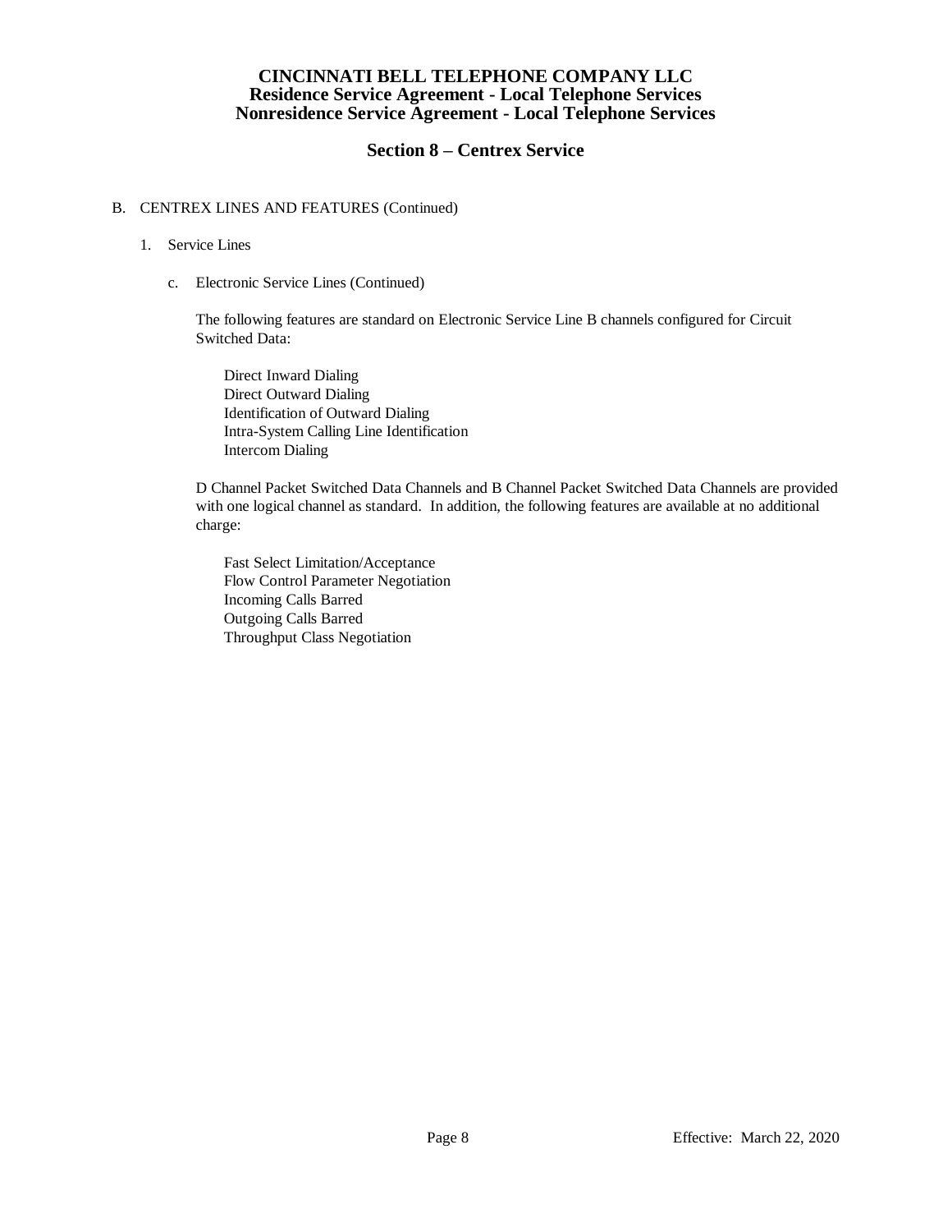# CINCINNATI BELL TELEPHONE COMPANY LLC
## Residence Service Agreement - Local Telephone Services
## Nonresidence Service Agreement - Local Telephone Services

### Section 8 – Centrex Service

B. CENTREX LINES AND FEATURES (Continued)

1. Service Lines

   c. Electronic Service Lines (Continued)

      The following features are standard on Electronic Service Line B channels configured for Circuit Switched Data:

      Direct Inward Dialing
      Direct Outward Dialing
      Identification of Outward Dialing
      Intra-System Calling Line Identification
      Intercom Dialing

      D Channel Packet Switched Data Channels and B Channel Packet Switched Data Channels are provided with one logical channel as standard. In addition, the following features are available at no additional charge:

      Fast Select Limitation/Acceptance
      Flow Control Parameter Negotiation
      Incoming Calls Barred
      Outgoing Calls Barred
      Throughput Class Negotiation

Effective: March 22, 2020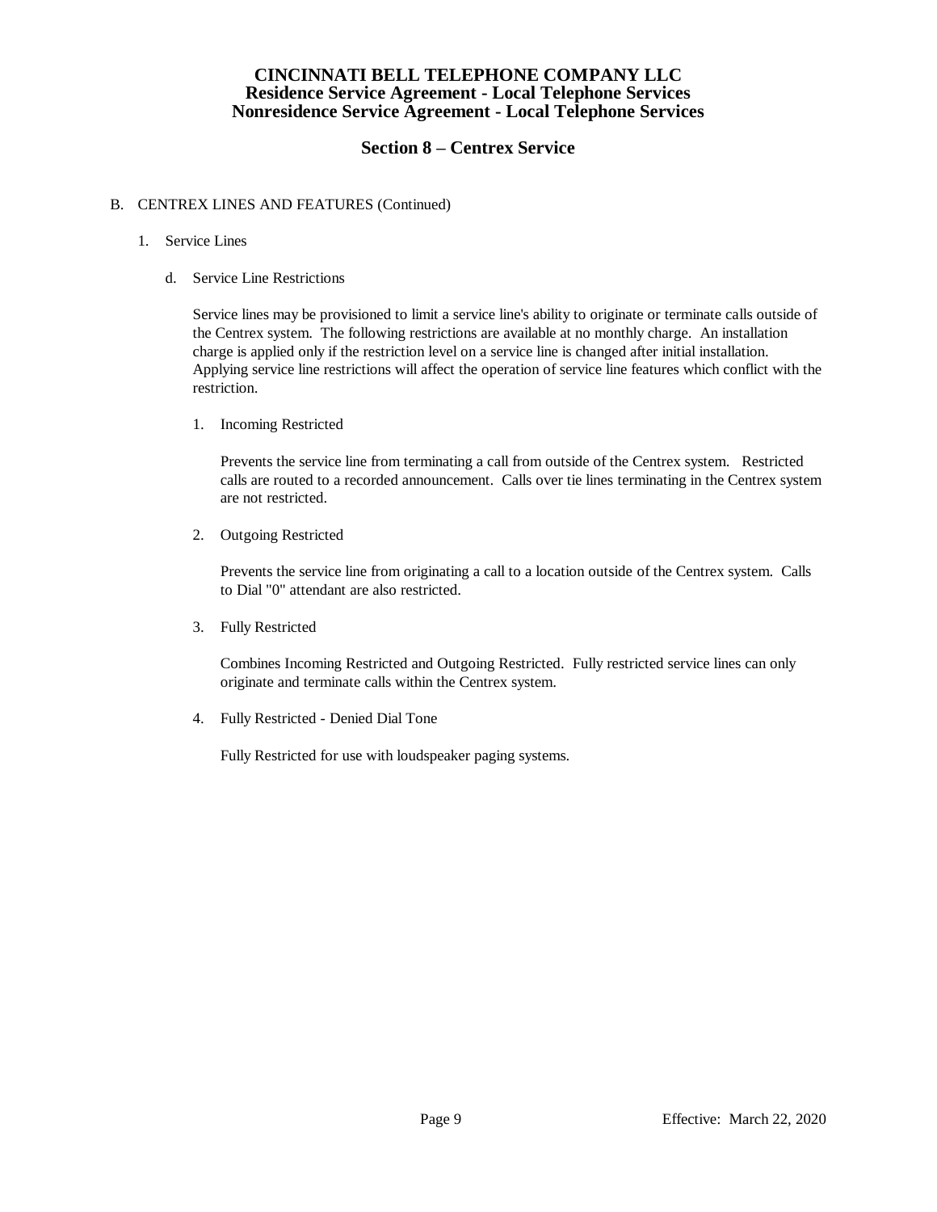# CINCINNATI BELL TELEPHONE COMPANY LLC
## Residence Service Agreement - Local Telephone Services
## Nonresidence Service Agreement - Local Telephone Services

### Section 8 – Centrex Service

B. CENTREX LINES AND FEATURES (Continued)

1. Service Lines

   d. Service Line Restrictions

      Service lines may be provisioned to limit a service line's ability to originate or terminate calls outside of the Centrex system. The following restrictions are available at no monthly charge. An installation charge is applied only if the restriction level on a service line is changed after initial installation. Applying service line restrictions will affect the operation of service line features which conflict with the restriction.

      1. Incoming Restricted

         Prevents the service line from terminating a call from outside of the Centrex system. Restricted calls are routed to a recorded announcement. Calls over tie lines terminating in the Centrex system are not restricted.

      2. Outgoing Restricted

         Prevents the service line from originating a call to a location outside of the Centrex system. Calls to Dial "0" attendant are also restricted.

      3. Fully Restricted

         Combines Incoming Restricted and Outgoing Restricted. Fully restricted service lines can only originate and terminate calls within the Centrex system.

      4. Fully Restricted - Denied Dial Tone

         Fully Restricted for use with loudspeaker paging systems.

Effective: March 22, 2020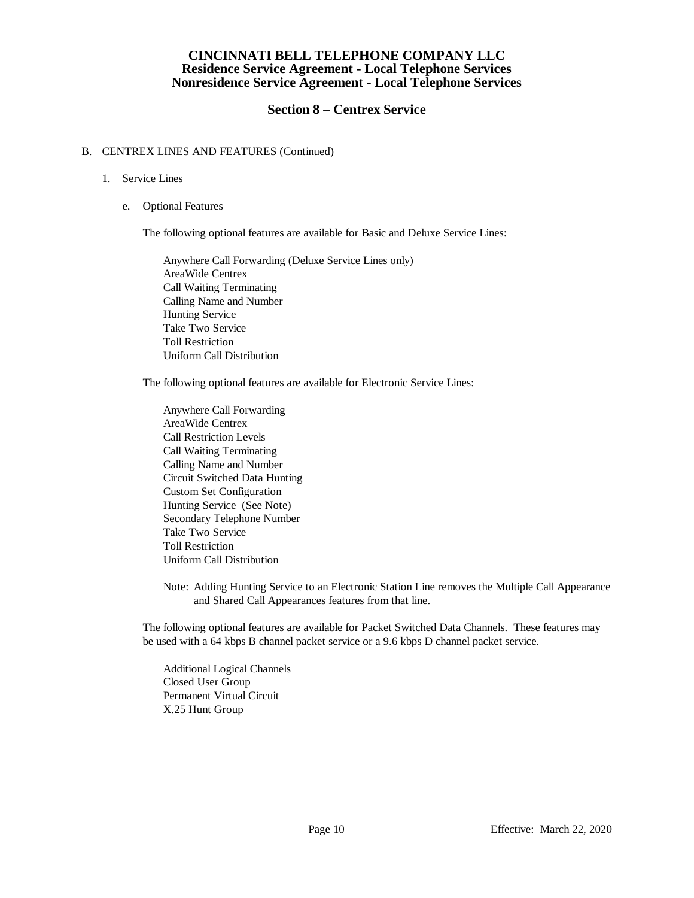B. CENTREX LINES AND FEATURES (Continued)

1. Service Lines

   e. Optional Features

   The following optional features are available for Basic and Deluxe Service Lines:

   Anywhere Call Forwarding (Deluxe Service Lines only)
   AreaWide Centrex
   Call Waiting Terminating
   Calling Name and Number
   Hunting Service
   Take Two Service
   Toll Restriction
   Uniform Call Distribution

   The following optional features are available for Electronic Service Lines:

   Anywhere Call Forwarding
   AreaWide Centrex
   Call Restriction Levels
   Call Waiting Terminating
   Calling Name and Number
   Circuit Switched Data Hunting
   Custom Set Configuration
   Hunting Service (See Note)
   Secondary Telephone Number
   Take Two Service
   Toll Restriction
   Uniform Call Distribution

   Note: Adding Hunting Service to an Electronic Station Line removes the Multiple Call Appearance and Shared Call Appearances features from that line.

   The following optional features are available for Packet Switched Data Channels. These features may be used with a 64 kbps B channel packet service or a 9.6 kbps D channel packet service.

   Additional Logical Channels
   Closed User Group
   Permanent Virtual Circuit
   X.25 Hunt Group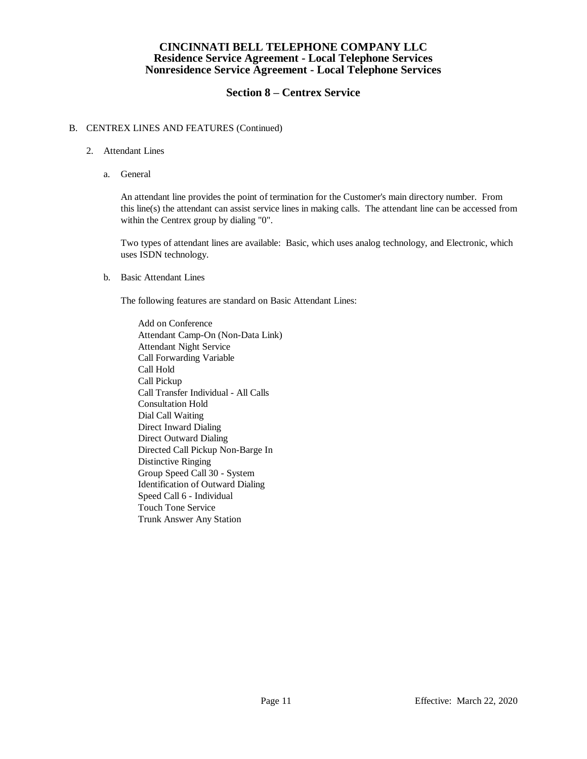# CINCINNATI BELL TELEPHONE COMPANY LLC
## Residence Service Agreement - Local Telephone Services
## Nonresidence Service Agreement - Local Telephone Services

## Section 8 – Centrex Service

B. CENTREX LINES AND FEATURES (Continued)

2. Attendant Lines

a. General

An attendant line provides the point of termination for the Customer's main directory number. From this line(s) the attendant can assist service lines in making calls. The attendant line can be accessed from within the Centrex group by dialing "0".

Two types of attendant lines are available: Basic, which uses analog technology, and Electronic, which uses ISDN technology.

b. Basic Attendant Lines

The following features are standard on Basic Attendant Lines:

Add on Conference
Attendant Camp-On (Non-Data Link)
Attendant Night Service
Call Forwarding Variable
Call Hold
Call Pickup
Call Transfer Individual - All Calls
Consultation Hold
Dial Call Waiting
Direct Inward Dialing
Direct Outward Dialing
Directed Call Pickup Non-Barge In
Distinctive Ringing
Group Speed Call 30 - System
Identification of Outward Dialing
Speed Call 6 - Individual
Touch Tone Service
Trunk Answer Any Station

Effective: March 22, 2020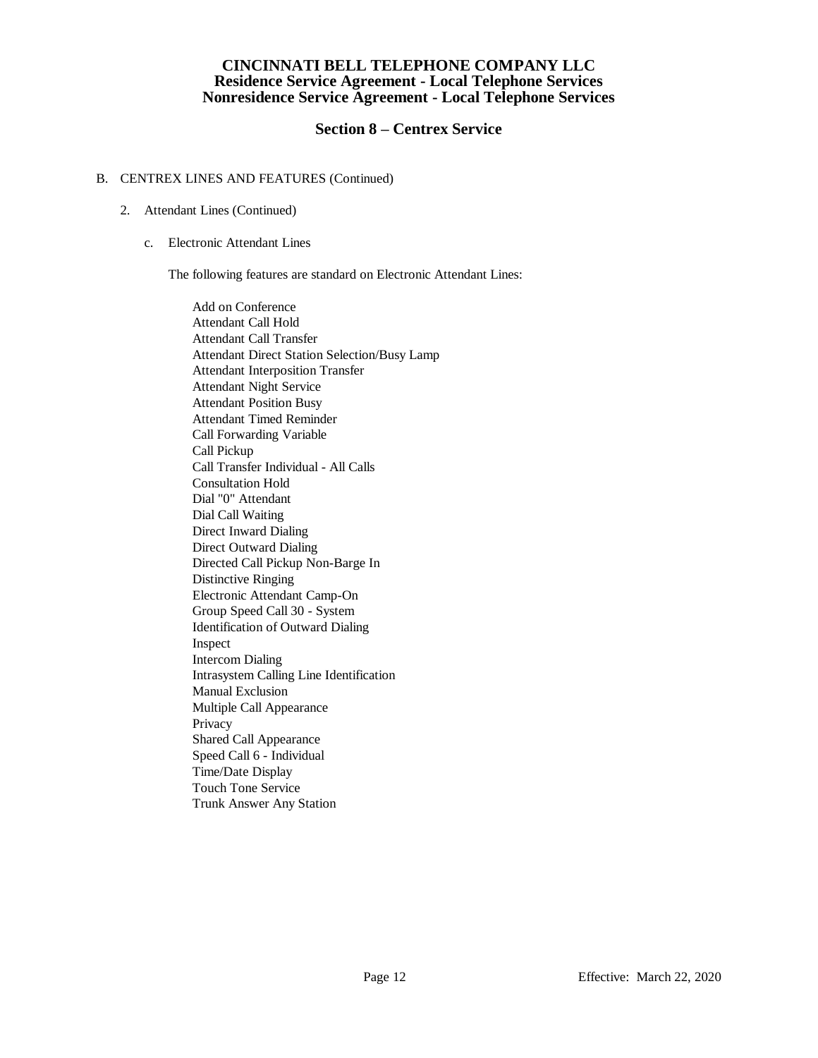# CINCINNATI BELL TELEPHONE COMPANY LLC
## Residence Service Agreement - Local Telephone Services
## Nonresidence Service Agreement - Local Telephone Services

## Section 8 – Centrex Service

B. CENTREX LINES AND FEATURES (Continued)

2. Attendant Lines (Continued)

c. Electronic Attendant Lines

The following features are standard on Electronic Attendant Lines:

- Add on Conference
- Attendant Call Hold
- Attendant Call Transfer
- Attendant Direct Station Selection/Busy Lamp
- Attendant Interposition Transfer
- Attendant Night Service
- Attendant Position Busy
- Attendant Timed Reminder
- Call Forwarding Variable
- Call Pickup
- Call Transfer Individual - All Calls
- Consultation Hold
- Dial "0" Attendant
- Dial Call Waiting
- Direct Inward Dialing
- Direct Outward Dialing
- Directed Call Pickup Non-Barge In
- Distinctive Ringing
- Electronic Attendant Camp-On
- Group Speed Call 30 - System
- Identification of Outward Dialing
- Inspect
- Intercom Dialing
- Intrasystem Calling Line Identification
- Manual Exclusion
- Multiple Call Appearance
- Privacy
- Shared Call Appearance
- Speed Call 6 - Individual
- Time/Date Display
- Touch Tone Service
- Trunk Answer Any Station

Effective: March 22, 2020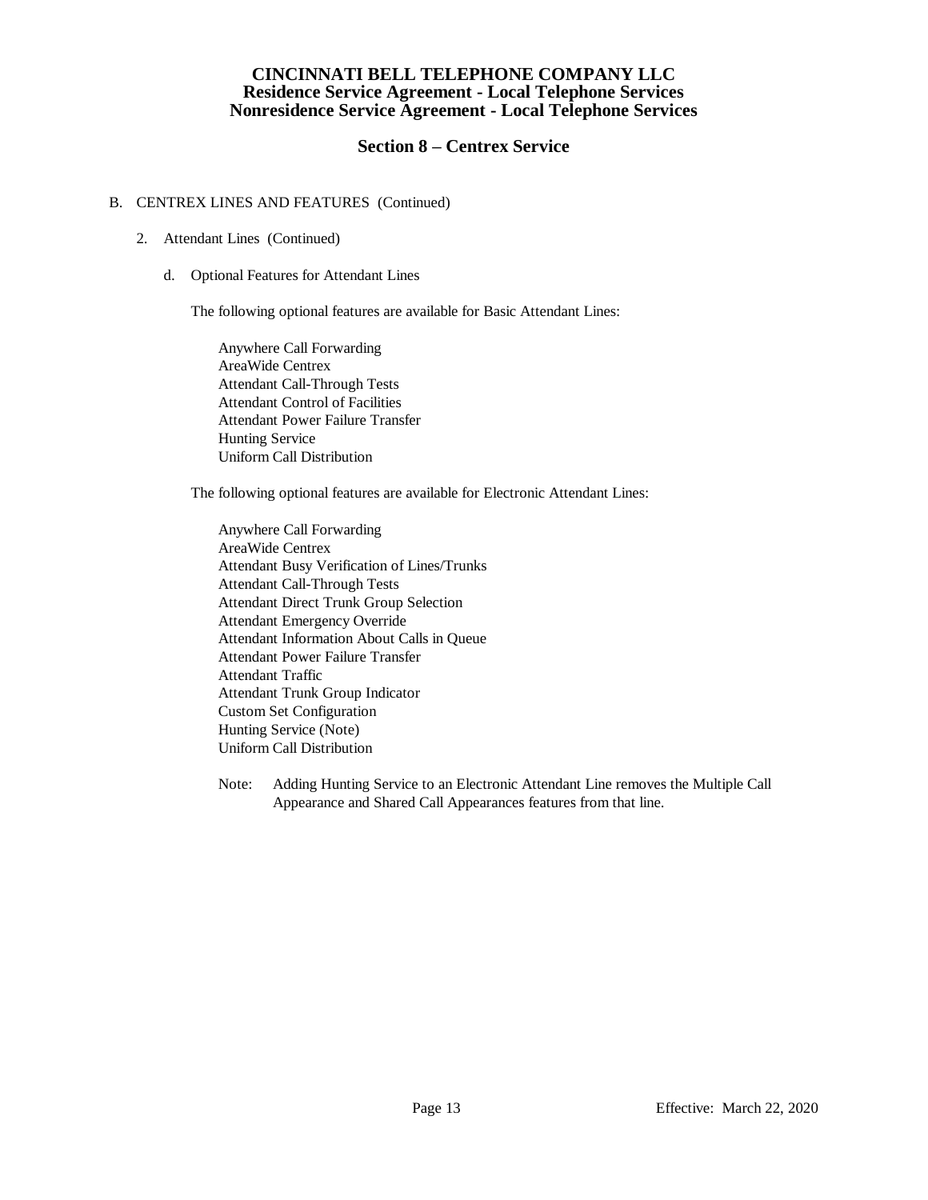# CINCINNATI BELL TELEPHONE COMPANY LLC
## Residence Service Agreement - Local Telephone Services
## Nonresidence Service Agreement - Local Telephone Services

## Section 8 – Centrex Service

B. CENTREX LINES AND FEATURES (Continued)

2. Attendant Lines (Continued)

d. Optional Features for Attendant Lines

The following optional features are available for Basic Attendant Lines:

- Anywhere Call Forwarding
- AreaWide Centrex
- Attendant Call-Through Tests
- Attendant Control of Facilities
- Attendant Power Failure Transfer
- Hunting Service
- Uniform Call Distribution

The following optional features are available for Electronic Attendant Lines:

- Anywhere Call Forwarding
- AreaWide Centrex
- Attendant Busy Verification of Lines/Trunks
- Attendant Call-Through Tests
- Attendant Direct Trunk Group Selection
- Attendant Emergency Override
- Attendant Information About Calls in Queue
- Attendant Power Failure Transfer
- Attendant Traffic
- Attendant Trunk Group Indicator
- Custom Set Configuration
- Hunting Service (Note)
- Uniform Call Distribution

Note: Adding Hunting Service to an Electronic Attendant Line removes the Multiple Call Appearance and Shared Call Appearances features from that line.

Effective: March 22, 2020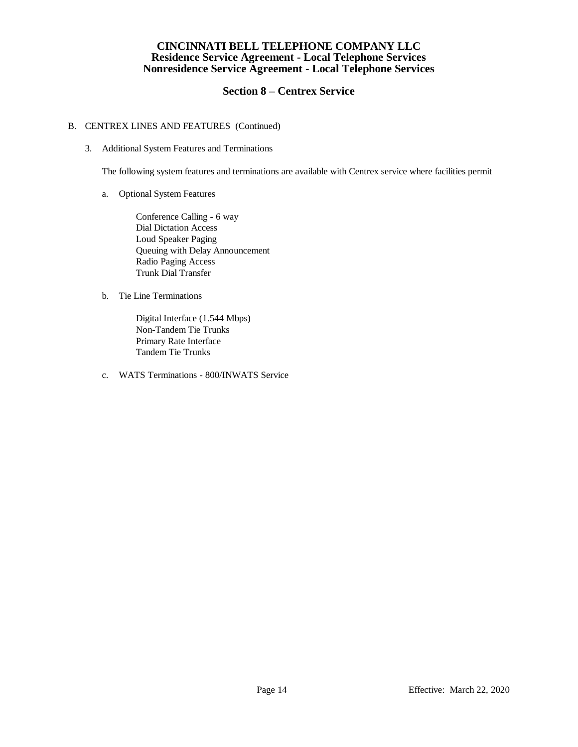# CINCINNATI BELL TELEPHONE COMPANY LLC
## Residence Service Agreement - Local Telephone Services
## Nonresidence Service Agreement - Local Telephone Services

## Section 8 – Centrex Service

B. CENTREX LINES AND FEATURES (Continued)

3. Additional System Features and Terminations

   The following system features and terminations are available with Centrex service where facilities permit

   a. Optional System Features

      Conference Calling - 6 way
      Dial Dictation Access
      Loud Speaker Paging
      Queuing with Delay Announcement
      Radio Paging Access
      Trunk Dial Transfer

   b. Tie Line Terminations

      Digital Interface (1.544 Mbps)
      Non-Tandem Tie Trunks
      Primary Rate Interface
      Tandem Tie Trunks

   c. WATS Terminations - 800/INWATS Service

Effective: March 22, 2020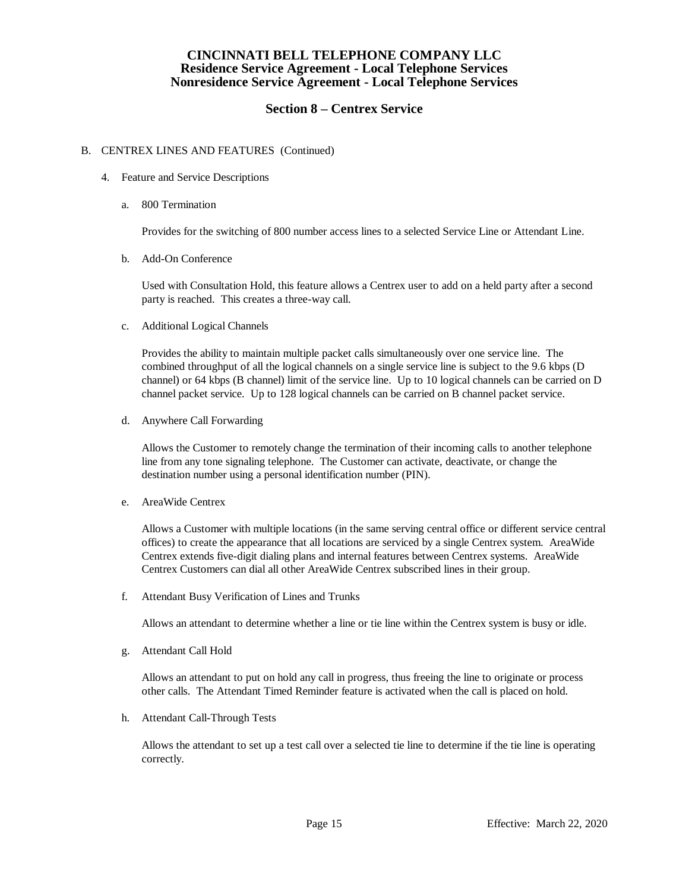# CINCINNATI BELL TELEPHONE COMPANY LLC
## Residence Service Agreement - Local Telephone Services
## Nonresidence Service Agreement - Local Telephone Services

## Section 8 – Centrex Service

B. CENTREX LINES AND FEATURES (Continued)

4. Feature and Service Descriptions

a. 800 Termination

Provides for the switching of 800 number access lines to a selected Service Line or Attendant Line.

b. Add-On Conference

Used with Consultation Hold, this feature allows a Centrex user to add on a held party after a second party is reached. This creates a three-way call.

c. Additional Logical Channels

Provides the ability to maintain multiple packet calls simultaneously over one service line. The combined throughput of all the logical channels on a single service line is subject to the 9.6 kbps (D channel) or 64 kbps (B channel) limit of the service line. Up to 10 logical channels can be carried on D channel packet service. Up to 128 logical channels can be carried on B channel packet service.

d. Anywhere Call Forwarding

Allows the Customer to remotely change the termination of their incoming calls to another telephone line from any tone signaling telephone. The Customer can activate, deactivate, or change the destination number using a personal identification number (PIN).

e. AreaWide Centrex

Allows a Customer with multiple locations (in the same serving central office or different service central offices) to create the appearance that all locations are serviced by a single Centrex system. AreaWide Centrex extends five-digit dialing plans and internal features between Centrex systems. AreaWide Centrex Customers can dial all other AreaWide Centrex subscribed lines in their group.

f. Attendant Busy Verification of Lines and Trunks

Allows an attendant to determine whether a line or tie line within the Centrex system is busy or idle.

g. Attendant Call Hold

Allows an attendant to put on hold any call in progress, thus freeing the line to originate or process other calls. The Attendant Timed Reminder feature is activated when the call is placed on hold.

h. Attendant Call-Through Tests

Allows the attendant to set up a test call over a selected tie line to determine if the tie line is operating correctly.

Effective: March 22, 2020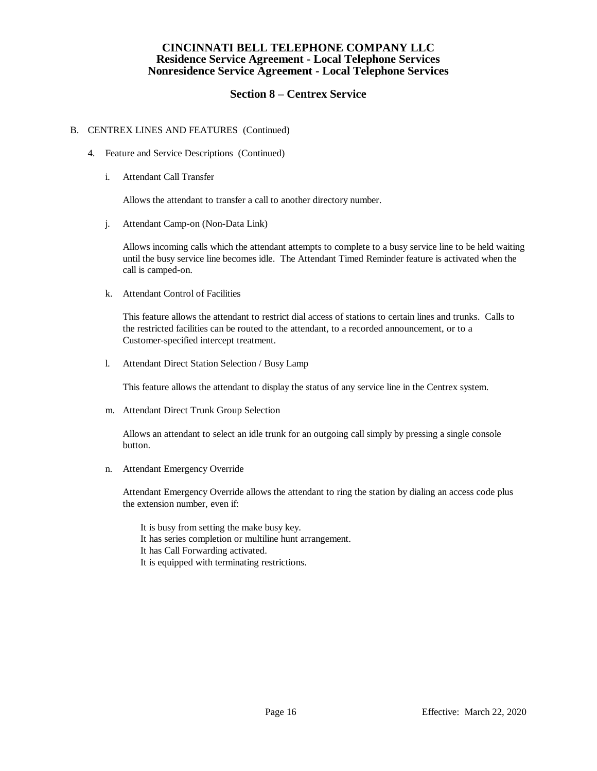# CINCINNATI BELL TELEPHONE COMPANY LLC
## Residence Service Agreement - Local Telephone Services
## Nonresidence Service Agreement - Local Telephone Services

## Section 8 – Centrex Service

B. CENTREX LINES AND FEATURES (Continued)

4. Feature and Service Descriptions (Continued)

i. Attendant Call Transfer

Allows the attendant to transfer a call to another directory number.

j. Attendant Camp-on (Non-Data Link)

Allows incoming calls which the attendant attempts to complete to a busy service line to be held waiting until the busy service line becomes idle. The Attendant Timed Reminder feature is activated when the call is camped-on.

k. Attendant Control of Facilities

This feature allows the attendant to restrict dial access of stations to certain lines and trunks. Calls to the restricted facilities can be routed to the attendant, to a recorded announcement, or to a Customer-specified intercept treatment.

l. Attendant Direct Station Selection / Busy Lamp

This feature allows the attendant to display the status of any service line in the Centrex system.

m. Attendant Direct Trunk Group Selection

Allows an attendant to select an idle trunk for an outgoing call simply by pressing a single console button.

n. Attendant Emergency Override

Attendant Emergency Override allows the attendant to ring the station by dialing an access code plus the extension number, even if:

It is busy from setting the make busy key.
It has series completion or multiline hunt arrangement.
It has Call Forwarding activated.
It is equipped with terminating restrictions.

Effective: March 22, 2020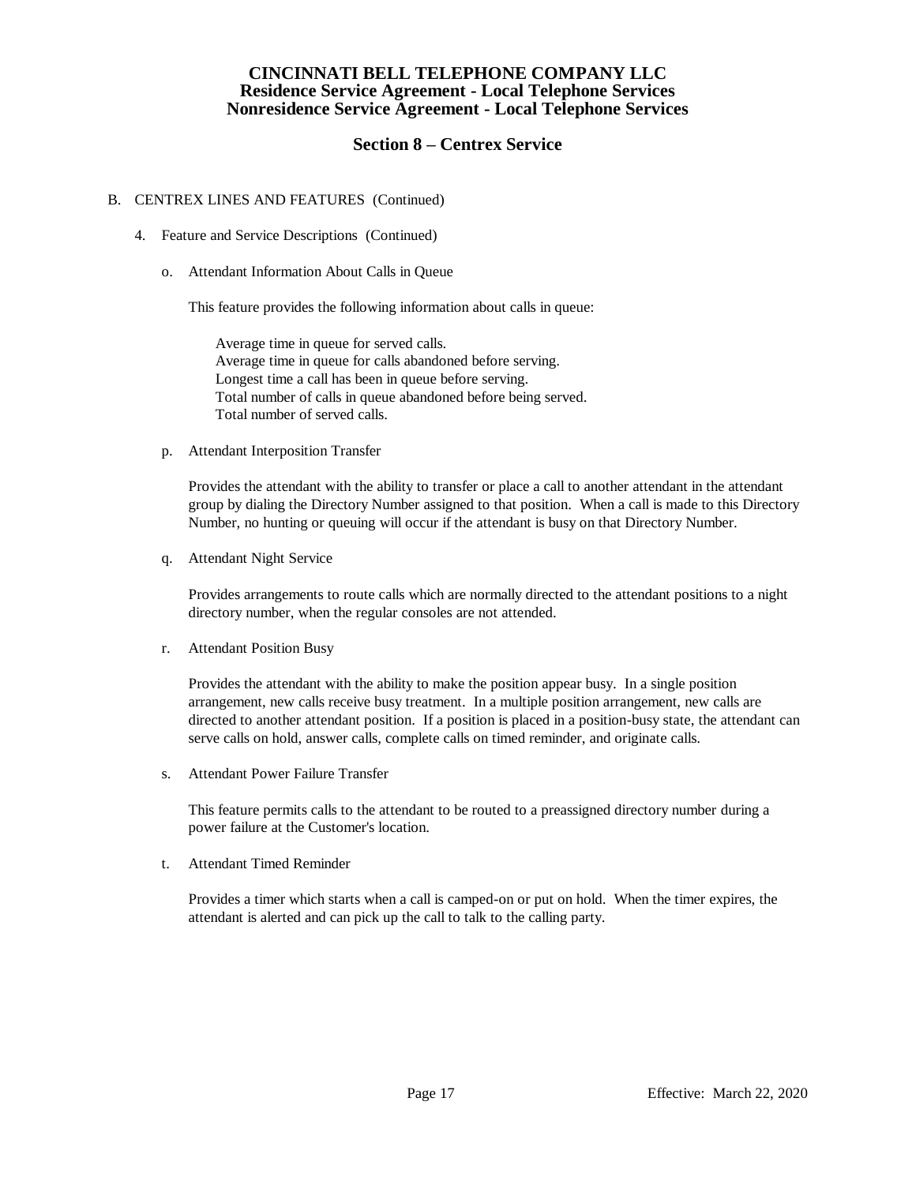# CINCINNATI BELL TELEPHONE COMPANY LLC
## Residence Service Agreement - Local Telephone Services
## Nonresidence Service Agreement - Local Telephone Services

## Section 8 – Centrex Service

B. CENTREX LINES AND FEATURES (Continued)

4. Feature and Service Descriptions (Continued)

o. Attendant Information About Calls in Queue

This feature provides the following information about calls in queue:

Average time in queue for served calls.
Average time in queue for calls abandoned before serving.
Longest time a call has been in queue before serving.
Total number of calls in queue abandoned before being served.
Total number of served calls.

p. Attendant Interposition Transfer

Provides the attendant with the ability to transfer or place a call to another attendant in the attendant group by dialing the Directory Number assigned to that position. When a call is made to this Directory Number, no hunting or queuing will occur if the attendant is busy on that Directory Number.

q. Attendant Night Service

Provides arrangements to route calls which are normally directed to the attendant positions to a night directory number, when the regular consoles are not attended.

r. Attendant Position Busy

Provides the attendant with the ability to make the position appear busy. In a single position arrangement, new calls receive busy treatment. In a multiple position arrangement, new calls are directed to another attendant position. If a position is placed in a position-busy state, the attendant can serve calls on hold, answer calls, complete calls on timed reminder, and originate calls.

s. Attendant Power Failure Transfer

This feature permits calls to the attendant to be routed to a preassigned directory number during a power failure at the Customer's location.

t. Attendant Timed Reminder

Provides a timer which starts when a call is camped-on or put on hold. When the timer expires, the attendant is alerted and can pick up the call to talk to the calling party.

Effective: March 22, 2020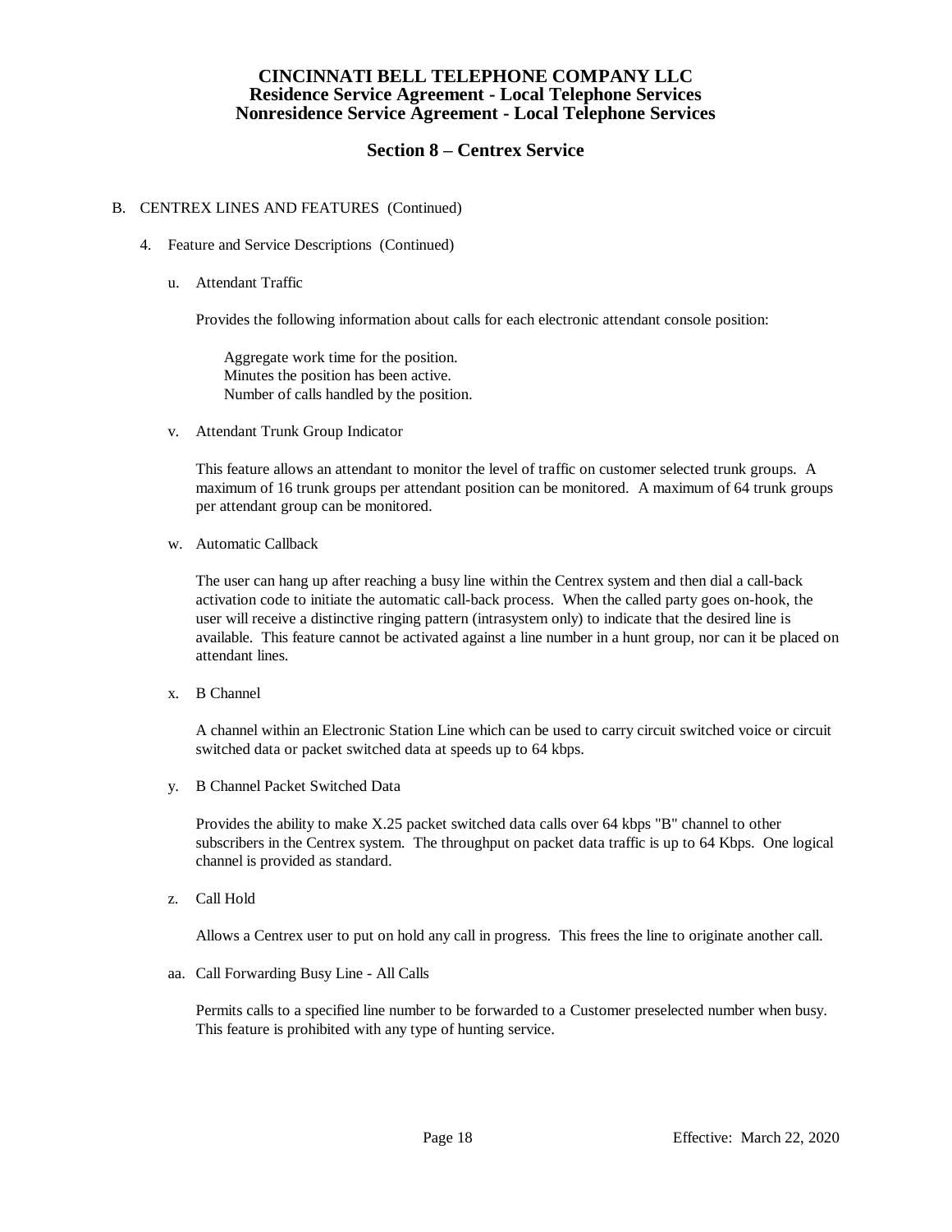# CINCINNATI BELL TELEPHONE COMPANY LLC
## Residence Service Agreement - Local Telephone Services
## Nonresidence Service Agreement - Local Telephone Services

## Section 8 – Centrex Service

B. CENTREX LINES AND FEATURES (Continued)

4. Feature and Service Descriptions (Continued)

u. Attendant Traffic

Provides the following information about calls for each electronic attendant console position:

Aggregate work time for the position.
Minutes the position has been active.
Number of calls handled by the position.

v. Attendant Trunk Group Indicator

This feature allows an attendant to monitor the level of traffic on customer selected trunk groups. A maximum of 16 trunk groups per attendant position can be monitored. A maximum of 64 trunk groups per attendant group can be monitored.

w. Automatic Callback

The user can hang up after reaching a busy line within the Centrex system and then dial a call-back activation code to initiate the automatic call-back process. When the called party goes on-hook, the user will receive a distinctive ringing pattern (intrasystem only) to indicate that the desired line is available. This feature cannot be activated against a line number in a hunt group, nor can it be placed on attendant lines.

x. B Channel

A channel within an Electronic Station Line which can be used to carry circuit switched voice or circuit switched data or packet switched data at speeds up to 64 kbps.

y. B Channel Packet Switched Data

Provides the ability to make X.25 packet switched data calls over 64 kbps "B" channel to other subscribers in the Centrex system. The throughput on packet data traffic is up to 64 Kbps. One logical channel is provided as standard.

z. Call Hold

Allows a Centrex user to put on hold any call in progress. This frees the line to originate another call.

aa. Call Forwarding Busy Line - All Calls

Permits calls to a specified line number to be forwarded to a Customer preselected number when busy. This feature is prohibited with any type of hunting service.

Effective: March 22, 2020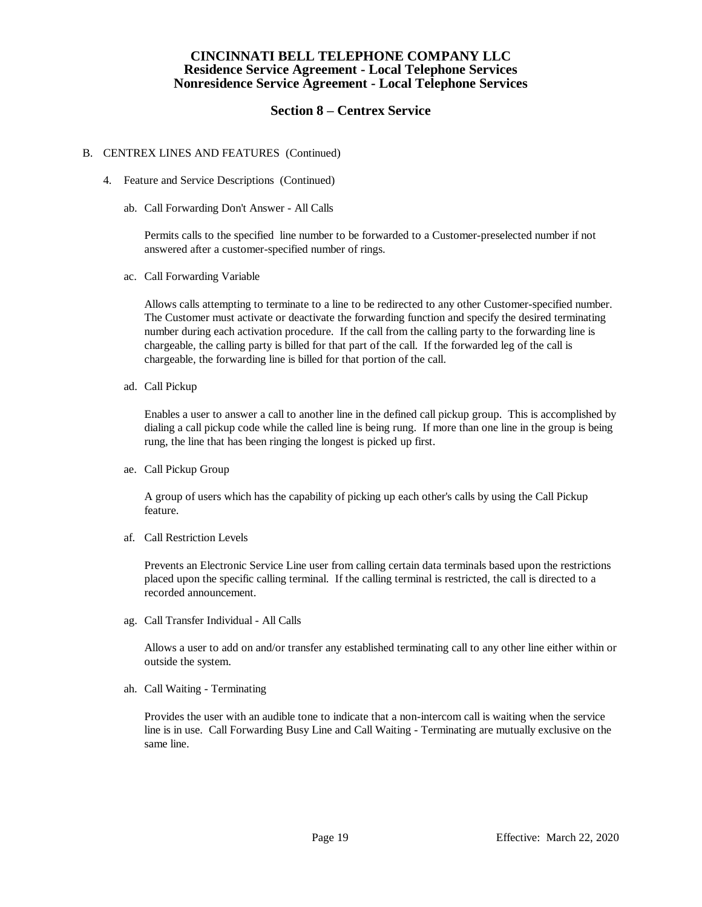# CINCINNATI BELL TELEPHONE COMPANY LLC
## Residence Service Agreement - Local Telephone Services
## Nonresidence Service Agreement - Local Telephone Services

## Section 8 – Centrex Service

B. CENTREX LINES AND FEATURES (Continued)

4. Feature and Service Descriptions (Continued)

ab. Call Forwarding Don't Answer - All Calls

Permits calls to the specified line number to be forwarded to a Customer-preselected number if not answered after a customer-specified number of rings.

ac. Call Forwarding Variable

Allows calls attempting to terminate to a line to be redirected to any other Customer-specified number. The Customer must activate or deactivate the forwarding function and specify the desired terminating number during each activation procedure. If the call from the calling party to the forwarding line is chargeable, the calling party is billed for that part of the call. If the forwarded leg of the call is chargeable, the forwarding line is billed for that portion of the call.

ad. Call Pickup

Enables a user to answer a call to another line in the defined call pickup group. This is accomplished by dialing a call pickup code while the called line is being rung. If more than one line in the group is being rung, the line that has been ringing the longest is picked up first.

ae. Call Pickup Group

A group of users which has the capability of picking up each other's calls by using the Call Pickup feature.

af. Call Restriction Levels

Prevents an Electronic Service Line user from calling certain data terminals based upon the restrictions placed upon the specific calling terminal. If the calling terminal is restricted, the call is directed to a recorded announcement.

ag. Call Transfer Individual - All Calls

Allows a user to add on and/or transfer any established terminating call to any other line either within or outside the system.

ah. Call Waiting - Terminating

Provides the user with an audible tone to indicate that a non-intercom call is waiting when the service line is in use. Call Forwarding Busy Line and Call Waiting - Terminating are mutually exclusive on the same line.

Effective: March 22, 2020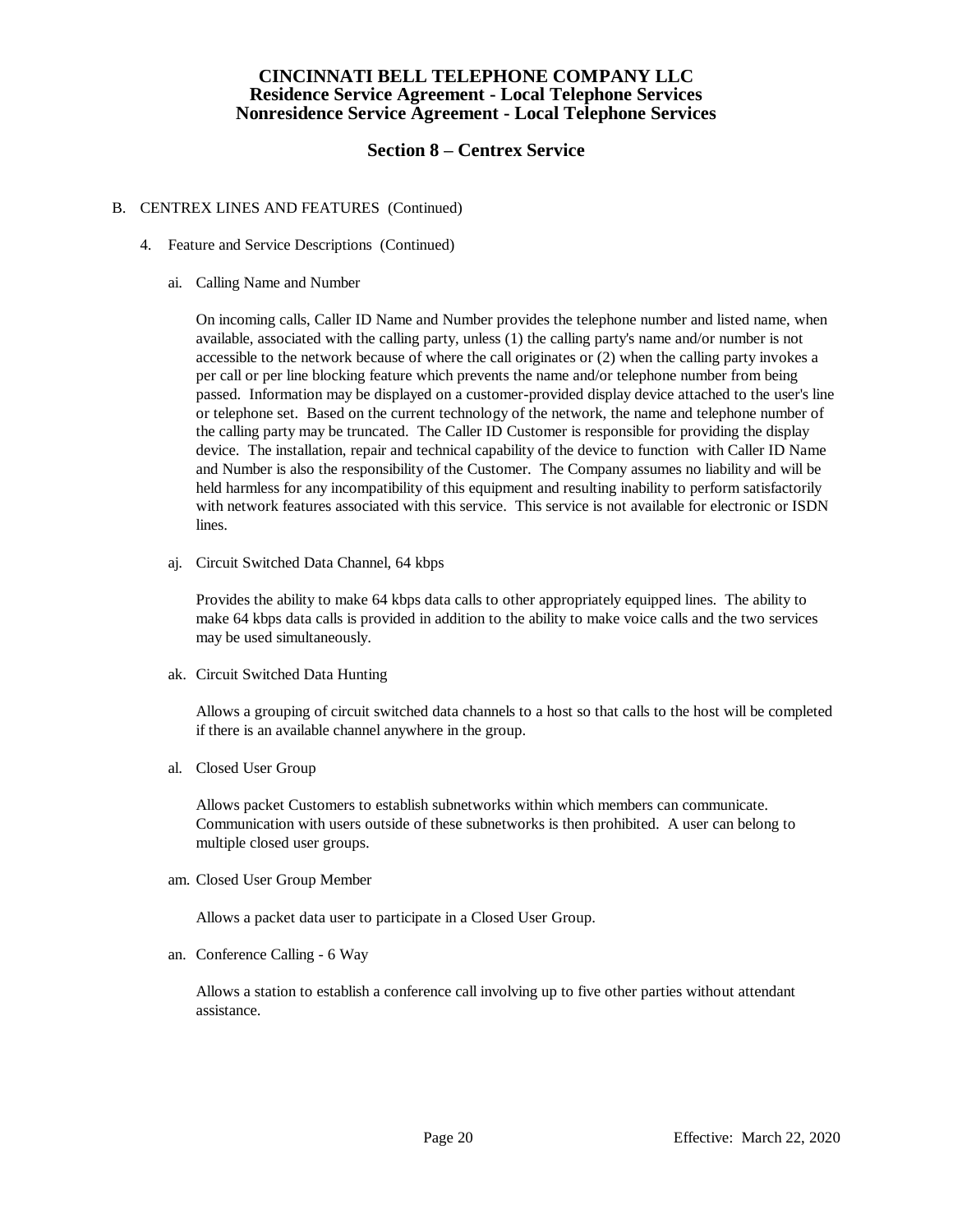# CINCINNATI BELL TELEPHONE COMPANY LLC
## Residence Service Agreement - Local Telephone Services
## Nonresidence Service Agreement - Local Telephone Services

## Section 8 – Centrex Service

B. CENTREX LINES AND FEATURES (Continued)

4. Feature and Service Descriptions (Continued)

ai. Calling Name and Number

On incoming calls, Caller ID Name and Number provides the telephone number and listed name, when available, associated with the calling party, unless (1) the calling party's name and/or number is not accessible to the network because of where the call originates or (2) when the calling party invokes a per call or per line blocking feature which prevents the name and/or telephone number from being passed. Information may be displayed on a customer-provided display device attached to the user's line or telephone set. Based on the current technology of the network, the name and telephone number of the calling party may be truncated. The Caller ID Customer is responsible for providing the display device. The installation, repair and technical capability of the device to function with Caller ID Name and Number is also the responsibility of the Customer. The Company assumes no liability and will be held harmless for any incompatibility of this equipment and resulting inability to perform satisfactorily with network features associated with this service. This service is not available for electronic or ISDN lines.

aj. Circuit Switched Data Channel, 64 kbps

Provides the ability to make 64 kbps data calls to other appropriately equipped lines. The ability to make 64 kbps data calls is provided in addition to the ability to make voice calls and the two services may be used simultaneously.

ak. Circuit Switched Data Hunting

Allows a grouping of circuit switched data channels to a host so that calls to the host will be completed if there is an available channel anywhere in the group.

al. Closed User Group

Allows packet Customers to establish subnetworks within which members can communicate. Communication with users outside of these subnetworks is then prohibited. A user can belong to multiple closed user groups.

am. Closed User Group Member

Allows a packet data user to participate in a Closed User Group.

an. Conference Calling - 6 Way

Allows a station to establish a conference call involving up to five other parties without attendant assistance.

Effective: March 22, 2020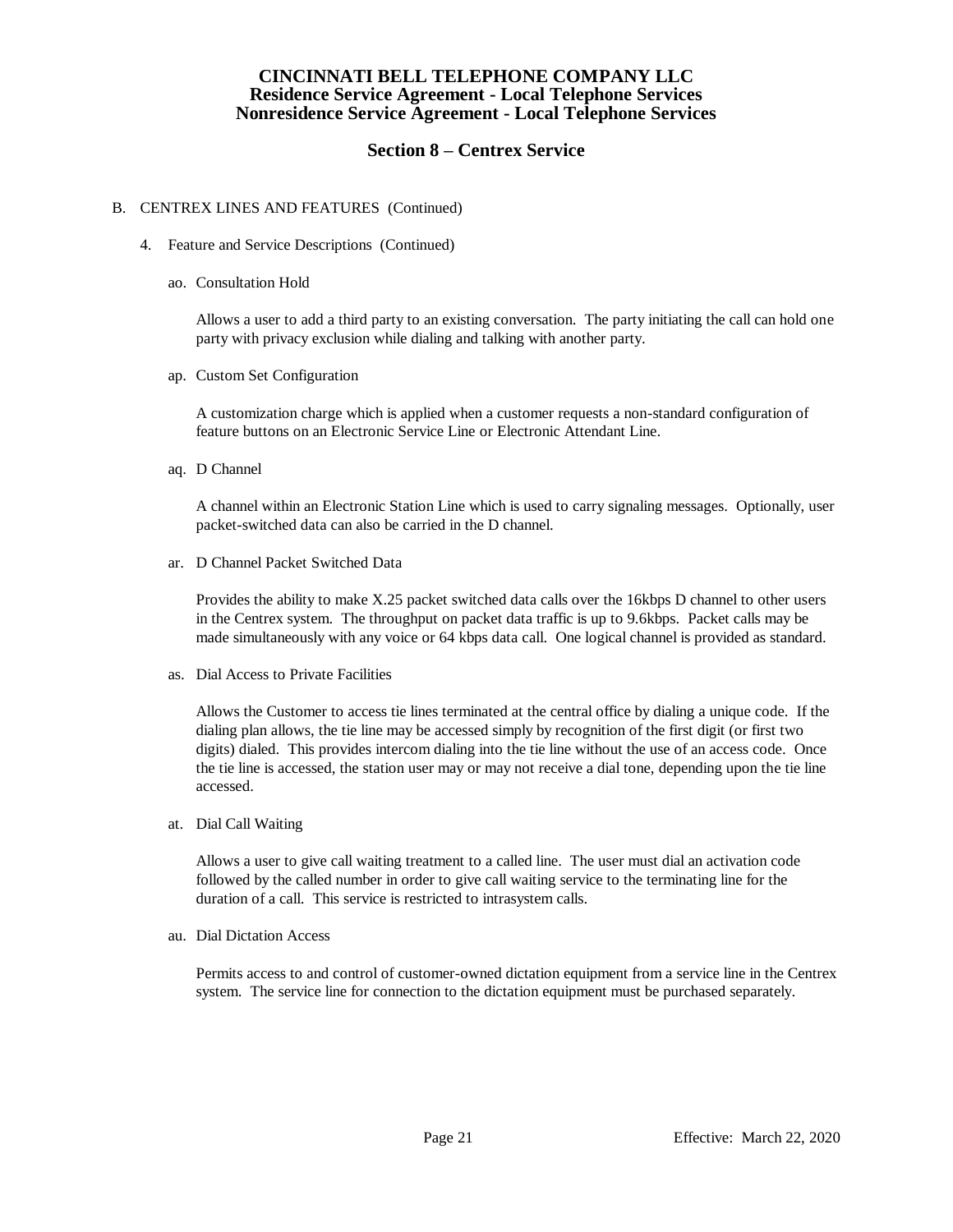# CINCINNATI BELL TELEPHONE COMPANY LLC
## Residence Service Agreement - Local Telephone Services
## Nonresidence Service Agreement - Local Telephone Services

## Section 8 – Centrex Service

B. CENTREX LINES AND FEATURES (Continued)

4. Feature and Service Descriptions (Continued)

ao. Consultation Hold

Allows a user to add a third party to an existing conversation. The party initiating the call can hold one party with privacy exclusion while dialing and talking with another party.

ap. Custom Set Configuration

A customization charge which is applied when a customer requests a non-standard configuration of feature buttons on an Electronic Service Line or Electronic Attendant Line.

aq. D Channel

A channel within an Electronic Station Line which is used to carry signaling messages. Optionally, user packet-switched data can also be carried in the D channel.

ar. D Channel Packet Switched Data

Provides the ability to make X.25 packet switched data calls over the 16kbps D channel to other users in the Centrex system. The throughput on packet data traffic is up to 9.6kbps. Packet calls may be made simultaneously with any voice or 64 kbps data call. One logical channel is provided as standard.

as. Dial Access to Private Facilities

Allows the Customer to access tie lines terminated at the central office by dialing a unique code. If the dialing plan allows, the tie line may be accessed simply by recognition of the first digit (or first two digits) dialed. This provides intercom dialing into the tie line without the use of an access code. Once the tie line is accessed, the station user may or may not receive a dial tone, depending upon the tie line accessed.

at. Dial Call Waiting

Allows a user to give call waiting treatment to a called line. The user must dial an activation code followed by the called number in order to give call waiting service to the terminating line for the duration of a call. This service is restricted to intrasystem calls.

au. Dial Dictation Access

Permits access to and control of customer-owned dictation equipment from a service line in the Centrex system. The service line for connection to the dictation equipment must be purchased separately.

Effective: March 22, 2020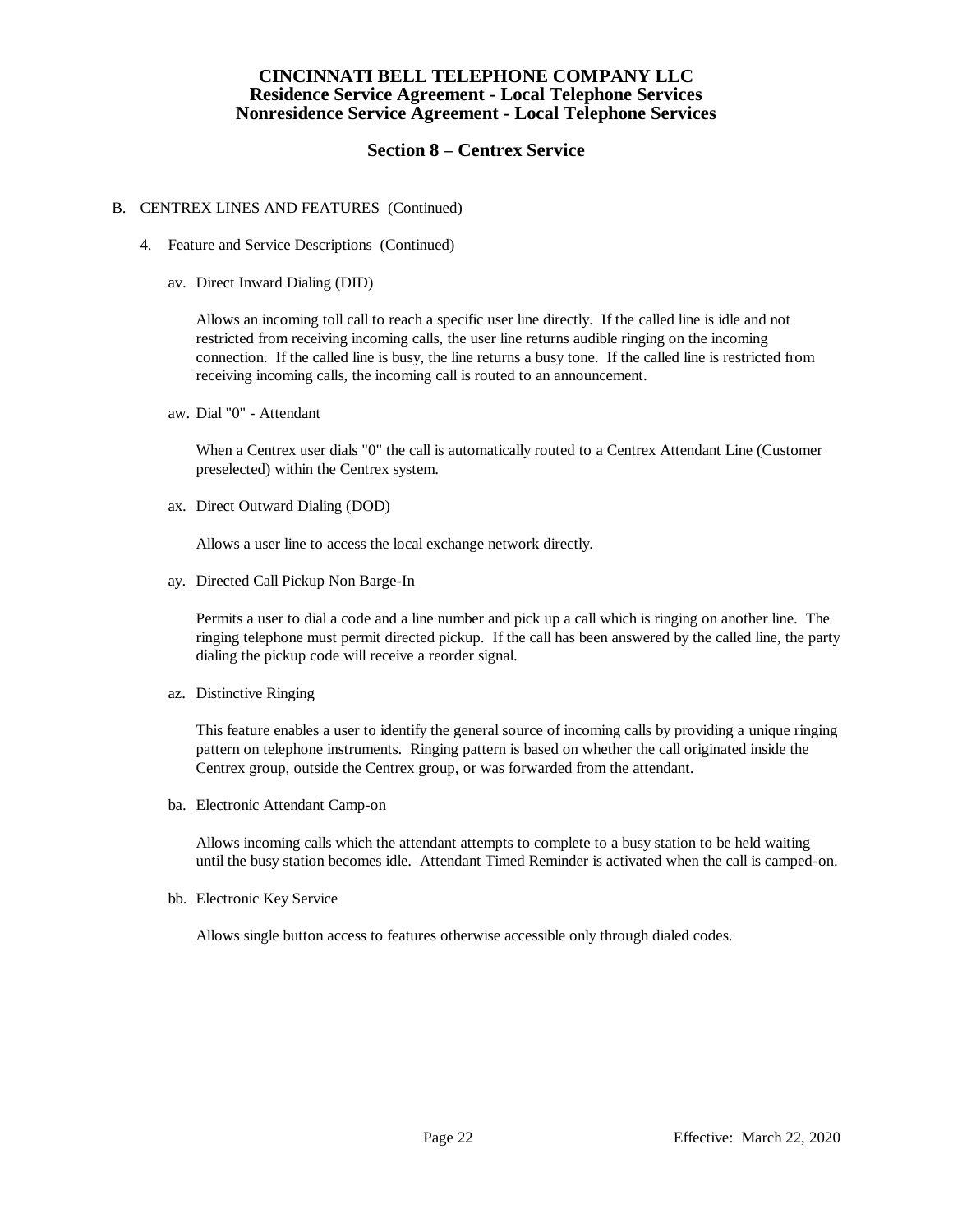B. CENTREX LINES AND FEATURES (Continued)

4. Feature and Service Descriptions (Continued)

av. Direct Inward Dialing (DID)

Allows an incoming toll call to reach a specific user line directly. If the called line is idle and not restricted from receiving incoming calls, the user line returns audible ringing on the incoming connection. If the called line is busy, the line returns a busy tone. If the called line is restricted from receiving incoming calls, the incoming call is routed to an announcement.

aw. Dial "0" - Attendant

When a Centrex user dials "0" the call is automatically routed to a Centrex Attendant Line (Customer preselected) within the Centrex system.

ax. Direct Outward Dialing (DOD)

Allows a user line to access the local exchange network directly.

ay. Directed Call Pickup Non Barge-In

Permits a user to dial a code and a line number and pick up a call which is ringing on another line. The ringing telephone must permit directed pickup. If the call has been answered by the called line, the party dialing the pickup code will receive a reorder signal.

az. Distinctive Ringing

This feature enables a user to identify the general source of incoming calls by providing a unique ringing pattern on telephone instruments. Ringing pattern is based on whether the call originated inside the Centrex group, outside the Centrex group, or was forwarded from the attendant.

ba. Electronic Attendant Camp-on

Allows incoming calls which the attendant attempts to complete to a busy station to be held waiting until the busy station becomes idle. Attendant Timed Reminder is activated when the call is camped-on.

bb. Electronic Key Service

Allows single button access to features otherwise accessible only through dialed codes.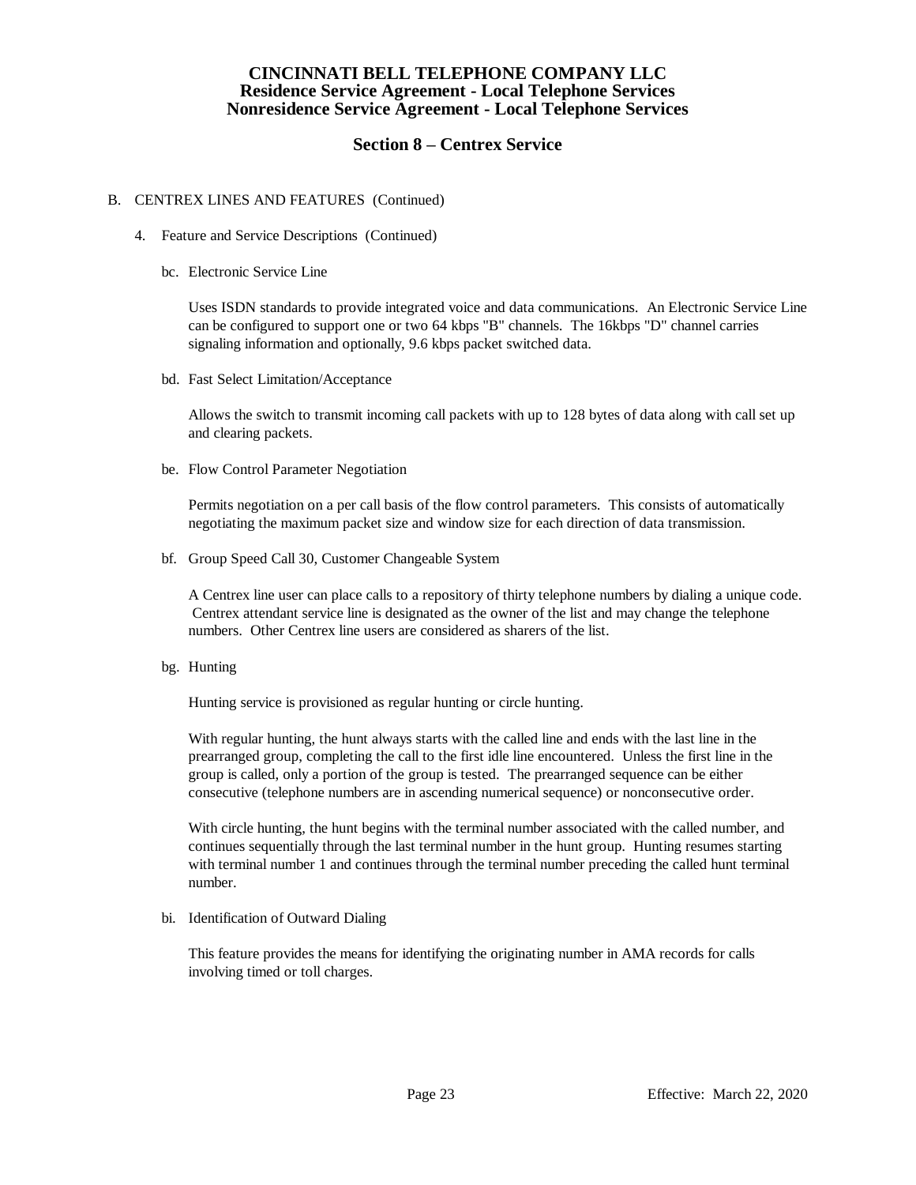# CINCINNATI BELL TELEPHONE COMPANY LLC
## Residence Service Agreement - Local Telephone Services
## Nonresidence Service Agreement - Local Telephone Services

### Section 8 – Centrex Service

B. CENTREX LINES AND FEATURES (Continued)

4. Feature and Service Descriptions (Continued)

bc. Electronic Service Line

Uses ISDN standards to provide integrated voice and data communications. An Electronic Service Line can be configured to support one or two 64 kbps "B" channels. The 16kbps "D" channel carries signaling information and optionally, 9.6 kbps packet switched data.

bd. Fast Select Limitation/Acceptance

Allows the switch to transmit incoming call packets with up to 128 bytes of data along with call set up and clearing packets.

be. Flow Control Parameter Negotiation

Permits negotiation on a per call basis of the flow control parameters. This consists of automatically negotiating the maximum packet size and window size for each direction of data transmission.

bf. Group Speed Call 30, Customer Changeable System

A Centrex line user can place calls to a repository of thirty telephone numbers by dialing a unique code. Centrex attendant service line is designated as the owner of the list and may change the telephone numbers. Other Centrex line users are considered as sharers of the list.

bg. Hunting

Hunting service is provisioned as regular hunting or circle hunting.

With regular hunting, the hunt always starts with the called line and ends with the last line in the prearranged group, completing the call to the first idle line encountered. Unless the first line in the group is called, only a portion of the group is tested. The prearranged sequence can be either consecutive (telephone numbers are in ascending numerical sequence) or nonconsecutive order.

With circle hunting, the hunt begins with the terminal number associated with the called number, and continues sequentially through the last terminal number in the hunt group. Hunting resumes starting with terminal number 1 and continues through the terminal number preceding the called hunt terminal number.

bi. Identification of Outward Dialing

This feature provides the means for identifying the originating number in AMA records for calls involving timed or toll charges.

Effective: March 22, 2020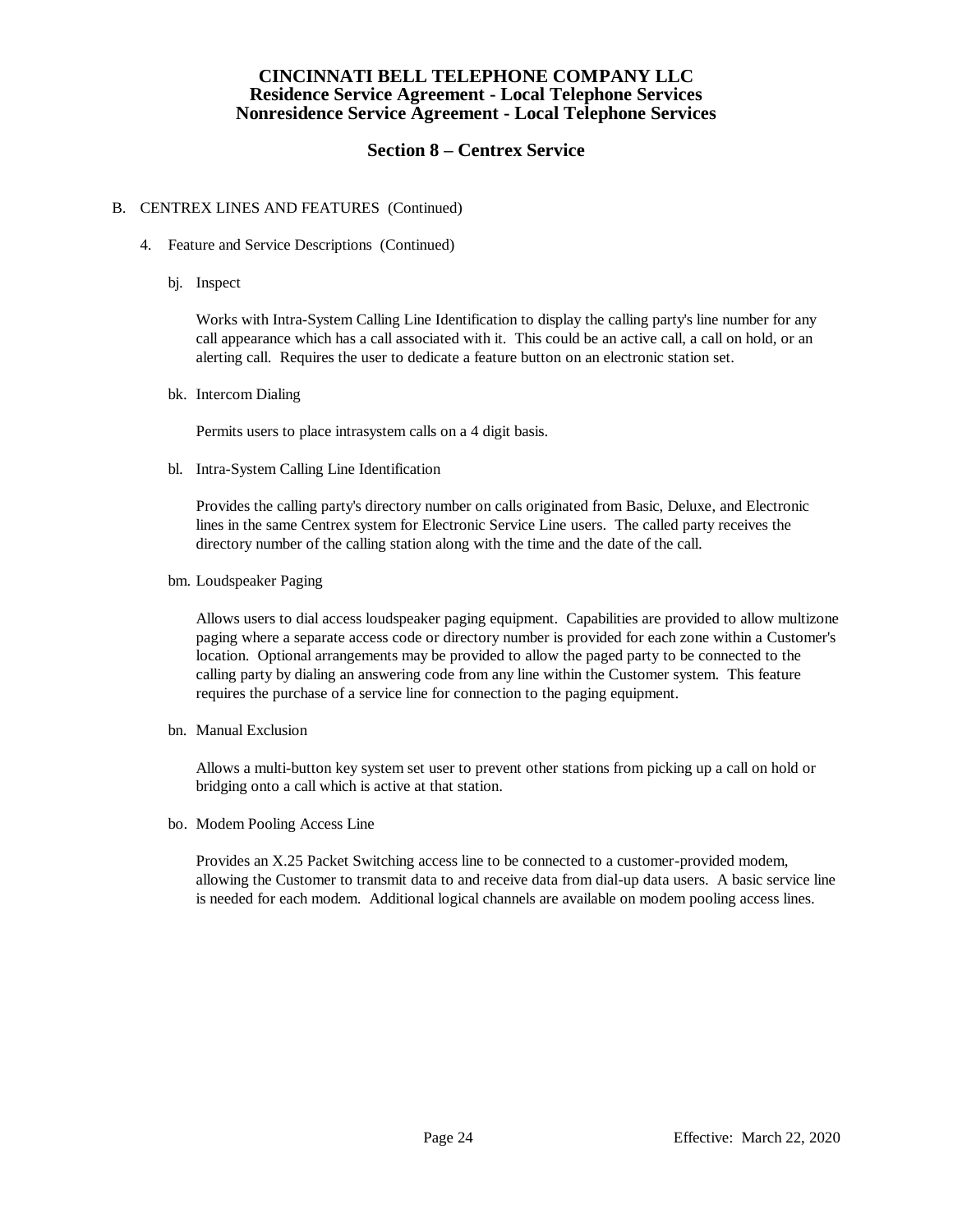# CINCINNATI BELL TELEPHONE COMPANY LLC
## Residence Service Agreement - Local Telephone Services
## Nonresidence Service Agreement - Local Telephone Services

### Section 8 – Centrex Service

B. CENTREX LINES AND FEATURES (Continued)

4. Feature and Service Descriptions (Continued)

bj. Inspect

Works with Intra-System Calling Line Identification to display the calling party's line number for any call appearance which has a call associated with it. This could be an active call, a call on hold, or an alerting call. Requires the user to dedicate a feature button on an electronic station set.

bk. Intercom Dialing

Permits users to place intrasystem calls on a 4 digit basis.

bl. Intra-System Calling Line Identification

Provides the calling party's directory number on calls originated from Basic, Deluxe, and Electronic lines in the same Centrex system for Electronic Service Line users. The called party receives the directory number of the calling station along with the time and the date of the call.

bm. Loudspeaker Paging

Allows users to dial access loudspeaker paging equipment. Capabilities are provided to allow multizone paging where a separate access code or directory number is provided for each zone within a Customer's location. Optional arrangements may be provided to allow the paged party to be connected to the calling party by dialing an answering code from any line within the Customer system. This feature requires the purchase of a service line for connection to the paging equipment.

bn. Manual Exclusion

Allows a multi-button key system set user to prevent other stations from picking up a call on hold or bridging onto a call which is active at that station.

bo. Modem Pooling Access Line

Provides an X.25 Packet Switching access line to be connected to a customer-provided modem, allowing the Customer to transmit data to and receive data from dial-up data users. A basic service line is needed for each modem. Additional logical channels are available on modem pooling access lines.

Effective: March 22, 2020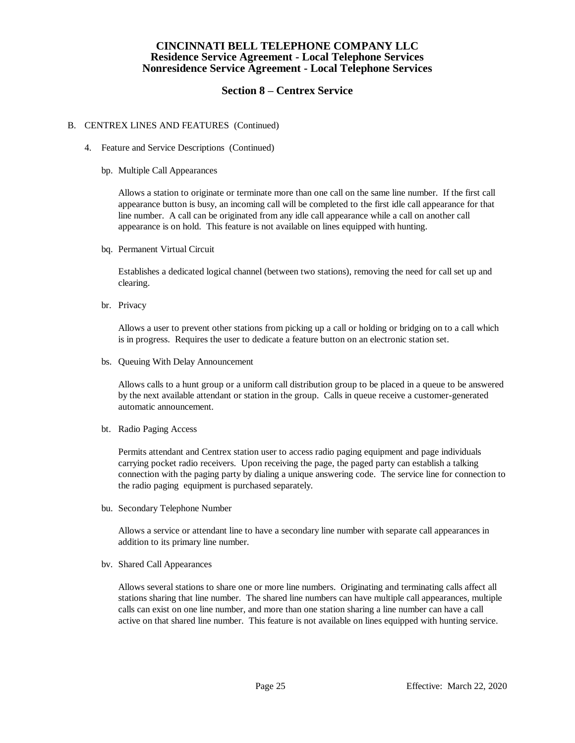# CINCINNATI BELL TELEPHONE COMPANY LLC
## Residence Service Agreement - Local Telephone Services
## Nonresidence Service Agreement - Local Telephone Services

## Section 8 – Centrex Service

B. CENTREX LINES AND FEATURES (Continued)

4. Feature and Service Descriptions (Continued)

bp. Multiple Call Appearances

Allows a station to originate or terminate more than one call on the same line number. If the first call appearance button is busy, an incoming call will be completed to the first idle call appearance for that line number. A call can be originated from any idle call appearance while a call on another call appearance is on hold. This feature is not available on lines equipped with hunting.

bq. Permanent Virtual Circuit

Establishes a dedicated logical channel (between two stations), removing the need for call set up and clearing.

br. Privacy

Allows a user to prevent other stations from picking up a call or holding or bridging on to a call which is in progress. Requires the user to dedicate a feature button on an electronic station set.

bs. Queuing With Delay Announcement

Allows calls to a hunt group or a uniform call distribution group to be placed in a queue to be answered by the next available attendant or station in the group. Calls in queue receive a customer-generated automatic announcement.

bt. Radio Paging Access

Permits attendant and Centrex station user to access radio paging equipment and page individuals carrying pocket radio receivers. Upon receiving the page, the paged party can establish a talking connection with the paging party by dialing a unique answering code. The service line for connection to the radio paging equipment is purchased separately.

bu. Secondary Telephone Number

Allows a service or attendant line to have a secondary line number with separate call appearances in addition to its primary line number.

bv. Shared Call Appearances

Allows several stations to share one or more line numbers. Originating and terminating calls affect all stations sharing that line number. The shared line numbers can have multiple call appearances, multiple calls can exist on one line number, and more than one station sharing a line number can have a call active on that shared line number. This feature is not available on lines equipped with hunting service.

Effective: March 22, 2020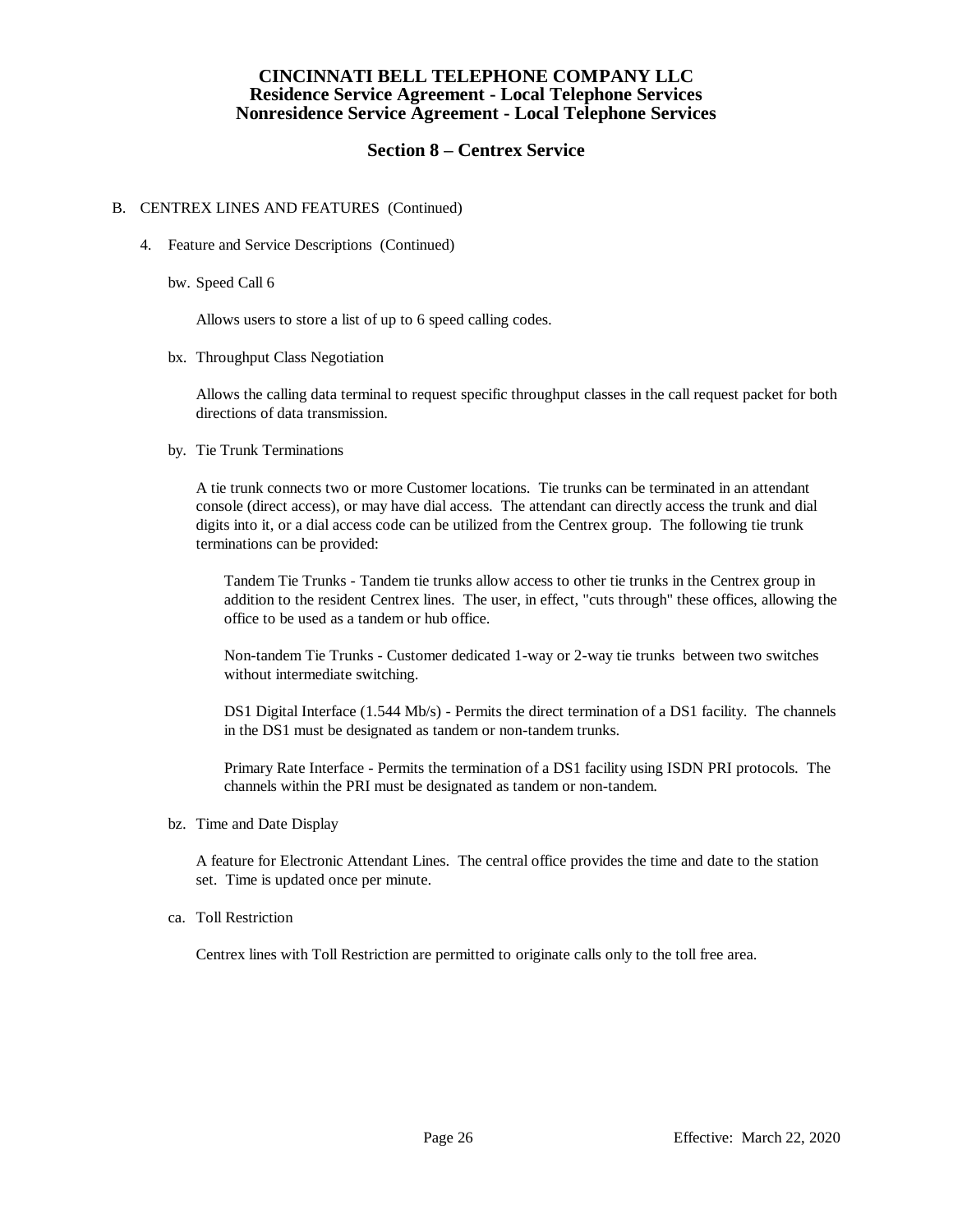# CINCINNATI BELL TELEPHONE COMPANY LLC
## Residence Service Agreement - Local Telephone Services
## Nonresidence Service Agreement - Local Telephone Services

## Section 8 – Centrex Service

B. CENTREX LINES AND FEATURES (Continued)

4. Feature and Service Descriptions (Continued)

bw. Speed Call 6

Allows users to store a list of up to 6 speed calling codes.

bx. Throughput Class Negotiation

Allows the calling data terminal to request specific throughput classes in the call request packet for both directions of data transmission.

by. Tie Trunk Terminations

A tie trunk connects two or more Customer locations. Tie trunks can be terminated in an attendant console (direct access), or may have dial access. The attendant can directly access the trunk and dial digits into it, or a dial access code can be utilized from the Centrex group. The following tie trunk terminations can be provided:

Tandem Tie Trunks - Tandem tie trunks allow access to other tie trunks in the Centrex group in addition to the resident Centrex lines. The user, in effect, "cuts through" these offices, allowing the office to be used as a tandem or hub office.

Non-tandem Tie Trunks - Customer dedicated 1-way or 2-way tie trunks between two switches without intermediate switching.

DS1 Digital Interface (1.544 Mb/s) - Permits the direct termination of a DS1 facility. The channels in the DS1 must be designated as tandem or non-tandem trunks.

Primary Rate Interface - Permits the termination of a DS1 facility using ISDN PRI protocols. The channels within the PRI must be designated as tandem or non-tandem.

bz. Time and Date Display

A feature for Electronic Attendant Lines. The central office provides the time and date to the station set. Time is updated once per minute.

ca. Toll Restriction

Centrex lines with Toll Restriction are permitted to originate calls only to the toll free area.

Effective: March 22, 2020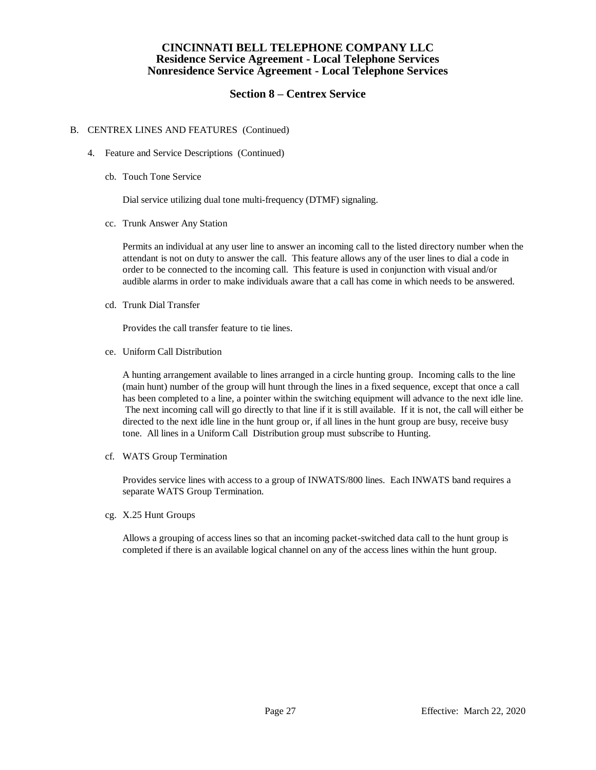B. CENTREX LINES AND FEATURES (Continued)

4. Feature and Service Descriptions (Continued)

cb. Touch Tone Service

Dial service utilizing dual tone multi-frequency (DTMF) signaling.

cc. Trunk Answer Any Station

Permits an individual at any user line to answer an incoming call to the listed directory number when the attendant is not on duty to answer the call. This feature allows any of the user lines to dial a code in order to be connected to the incoming call. This feature is used in conjunction with visual and/or audible alarms in order to make individuals aware that a call has come in which needs to be answered.

cd. Trunk Dial Transfer

Provides the call transfer feature to tie lines.

ce. Uniform Call Distribution

A hunting arrangement available to lines arranged in a circle hunting group. Incoming calls to the line (main hunt) number of the group will hunt through the lines in a fixed sequence, except that once a call has been completed to a line, a pointer within the switching equipment will advance to the next idle line. The next incoming call will go directly to that line if it is still available. If it is not, the call will either be directed to the next idle line in the hunt group or, if all lines in the hunt group are busy, receive busy tone. All lines in a Uniform Call Distribution group must subscribe to Hunting.

cf. WATS Group Termination

Provides service lines with access to a group of INWATS/800 lines. Each INWATS band requires a separate WATS Group Termination.

cg. X.25 Hunt Groups

Allows a grouping of access lines so that an incoming packet-switched data call to the hunt group is completed if there is an available logical channel on any of the access lines within the hunt group.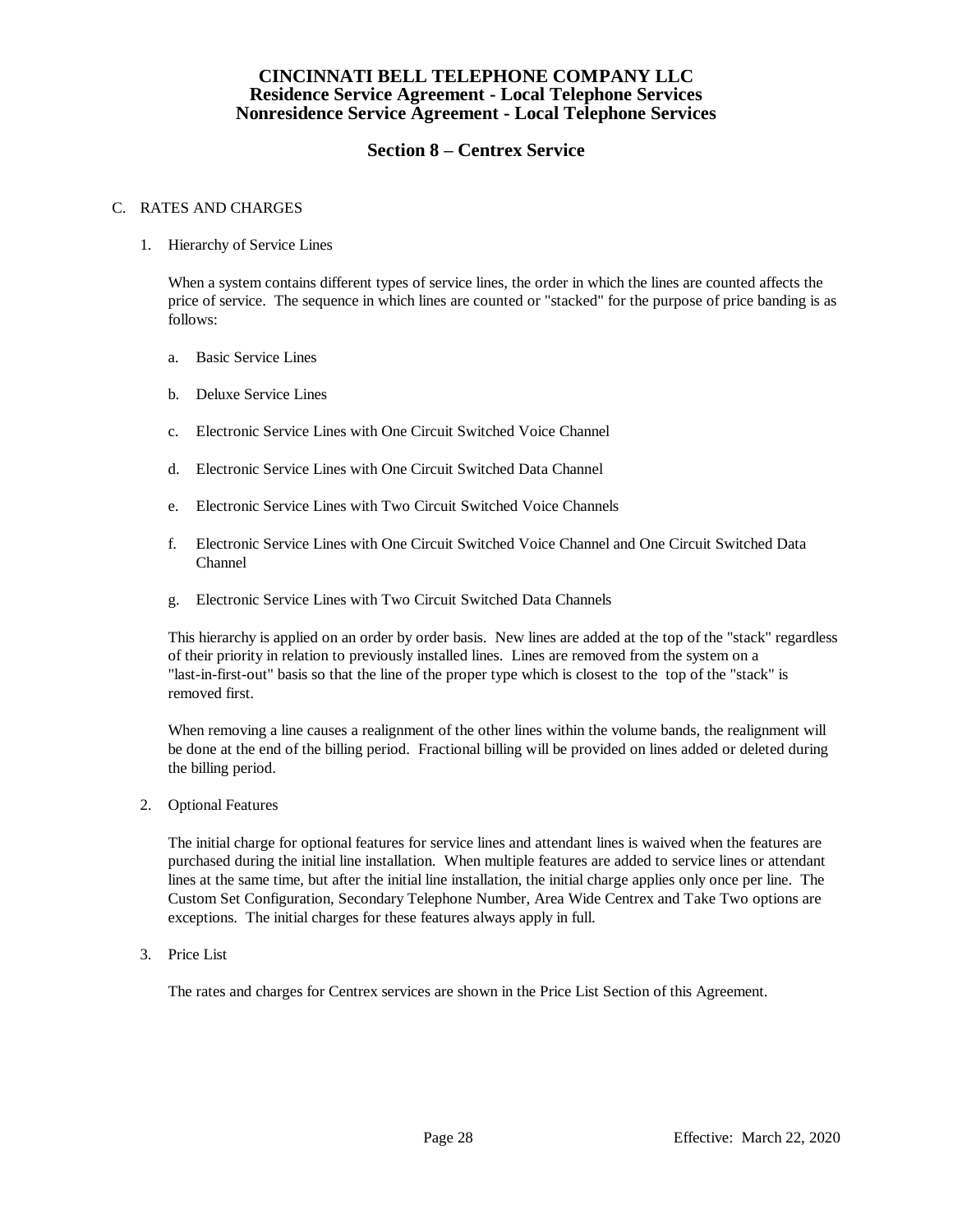# CINCINNATI BELL TELEPHONE COMPANY LLC
## Residence Service Agreement - Local Telephone Services
## Nonresidence Service Agreement - Local Telephone Services

## Section 8 – Centrex Service

C. RATES AND CHARGES

1. Hierarchy of Service Lines

   When a system contains different types of service lines, the order in which the lines are counted affects the price of service. The sequence in which lines are counted or "stacked" for the purpose of price banding is as follows:

   a. Basic Service Lines

   b. Deluxe Service Lines

   c. Electronic Service Lines with One Circuit Switched Voice Channel

   d. Electronic Service Lines with One Circuit Switched Data Channel

   e. Electronic Service Lines with Two Circuit Switched Voice Channels

   f. Electronic Service Lines with One Circuit Switched Voice Channel and One Circuit Switched Data Channel

   g. Electronic Service Lines with Two Circuit Switched Data Channels

   This hierarchy is applied on an order by order basis. New lines are added at the top of the "stack" regardless of their priority in relation to previously installed lines. Lines are removed from the system on a "last-in-first-out" basis so that the line of the proper type which is closest to the top of the "stack" is removed first.

   When removing a line causes a realignment of the other lines within the volume bands, the realignment will be done at the end of the billing period. Fractional billing will be provided on lines added or deleted during the billing period.

2. Optional Features

   The initial charge for optional features for service lines and attendant lines is waived when the features are purchased during the initial line installation. When multiple features are added to service lines or attendant lines at the same time, but after the initial line installation, the initial charge applies only once per line. The Custom Set Configuration, Secondary Telephone Number, Area Wide Centrex and Take Two options are exceptions. The initial charges for these features always apply in full.

3. Price List

   The rates and charges for Centrex services are shown in the Price List Section of this Agreement.

Effective: March 22, 2020